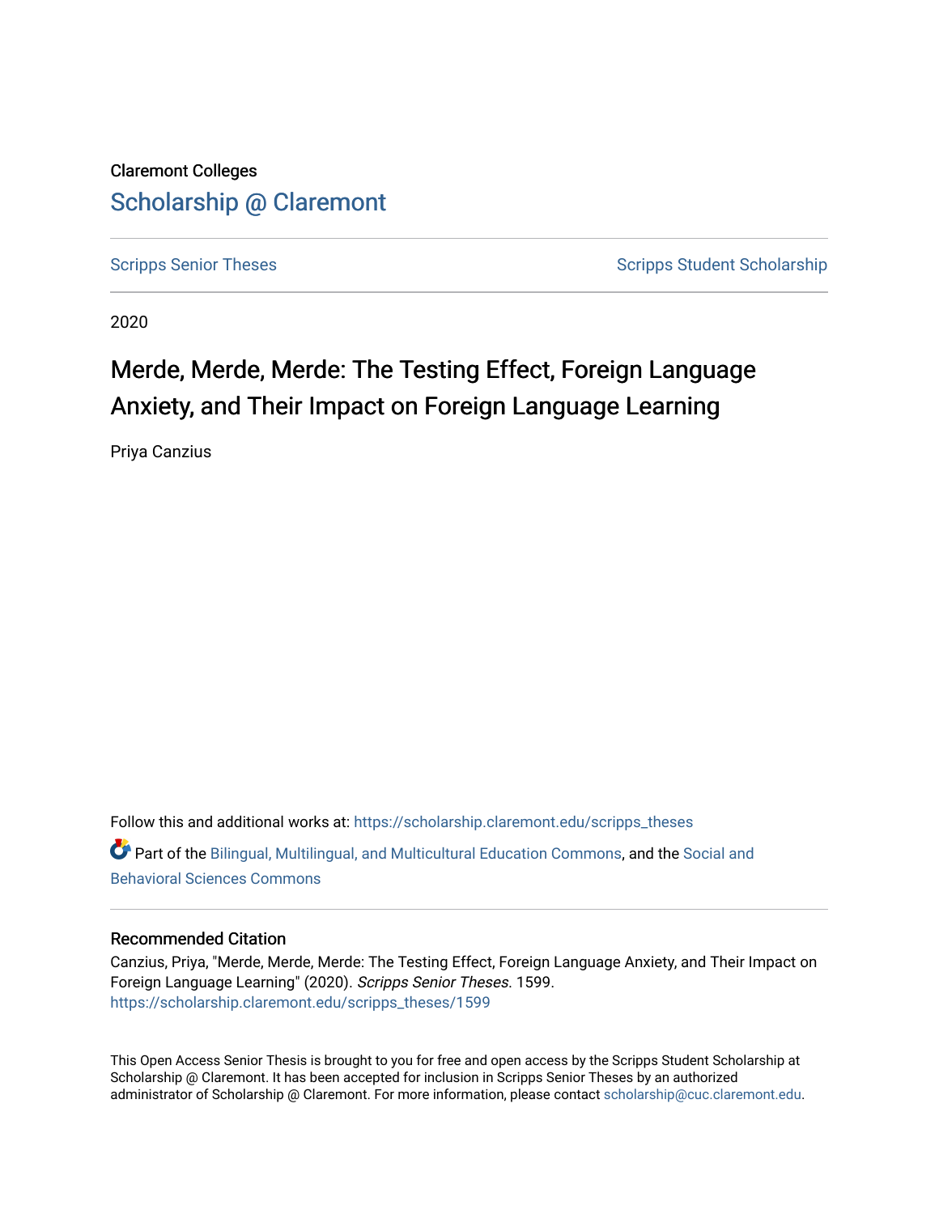Claremont Colleges

Scholarship @ Claremont

Scripps Senior Theses

Scripps Student Scholarship

2020

# Merde, Merde, Merde: The Testing Effect, Foreign Language Anxiety, and Their Impact on Foreign Language Learning

Priya Canzius

Follow this and additional works at: https://scholarship.claremont.edu/scripps_theses

Part of the Bilingual, Multilingual, and Multicultural Education Commons, and the Social and Behavioral Sciences Commons

## Recommended Citation

Canzius, Priya, "Merde, Merde, Merde: The Testing Effect, Foreign Language Anxiety, and Their Impact on Foreign Language Learning" (2020). *Scripps Senior Theses*. 1599.
https://scholarship.claremont.edu/scripps_theses/1599

This Open Access Senior Thesis is brought to you for free and open access by the Scripps Student Scholarship at Scholarship @ Claremont. It has been accepted for inclusion in Scripps Senior Theses by an authorized administrator of Scholarship @ Claremont. For more information, please contact scholarship@cuc.claremont.edu.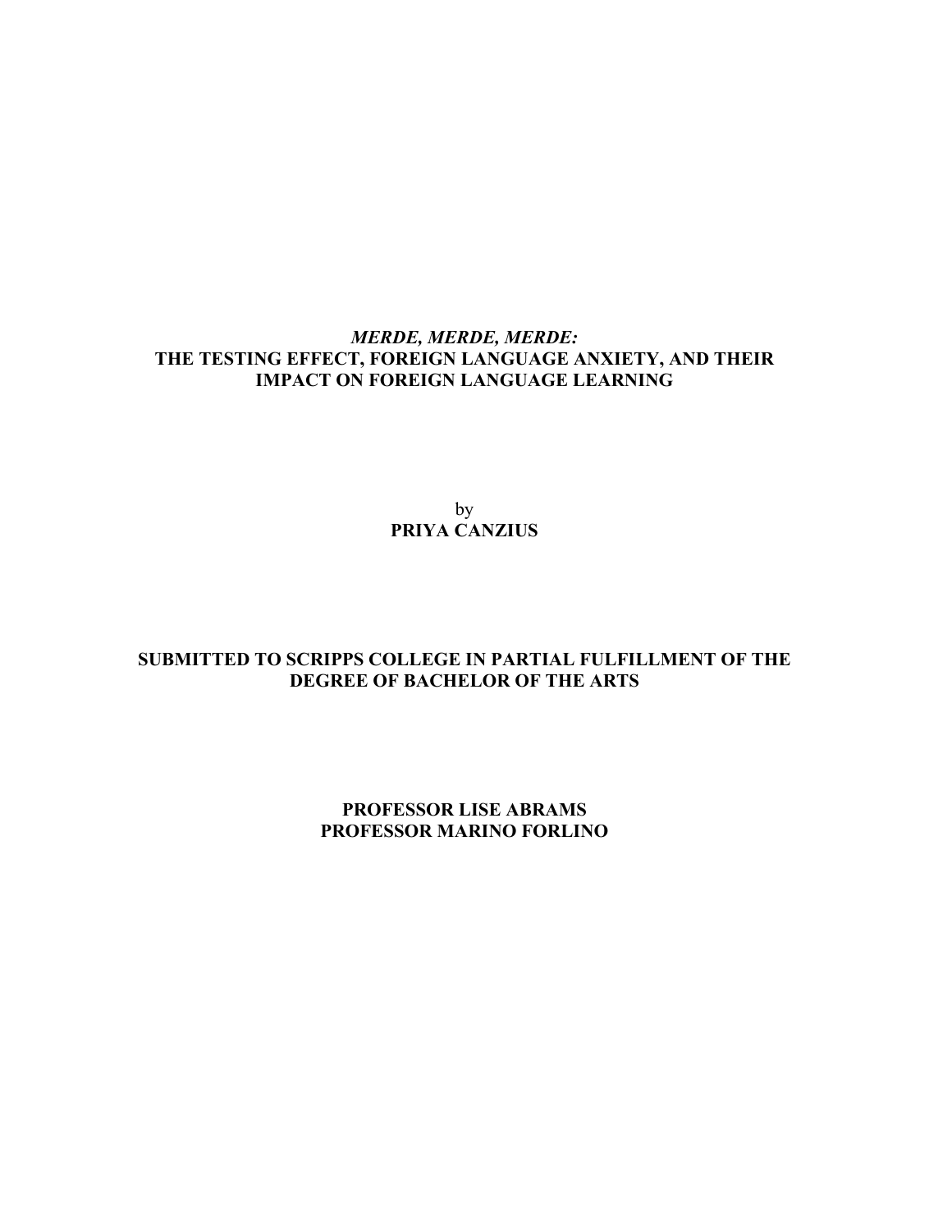*MERDE, MERDE, MERDE:*
**THE TESTING EFFECT, FOREIGN LANGUAGE ANXIETY, AND THEIR IMPACT ON FOREIGN LANGUAGE LEARNING**

by
**PRIYA CANZIUS**

**SUBMITTED TO SCRIPPS COLLEGE IN PARTIAL FULFILLMENT OF THE DEGREE OF BACHELOR OF THE ARTS**

**PROFESSOR LISE ABRAMS**
**PROFESSOR MARINO FORLINO**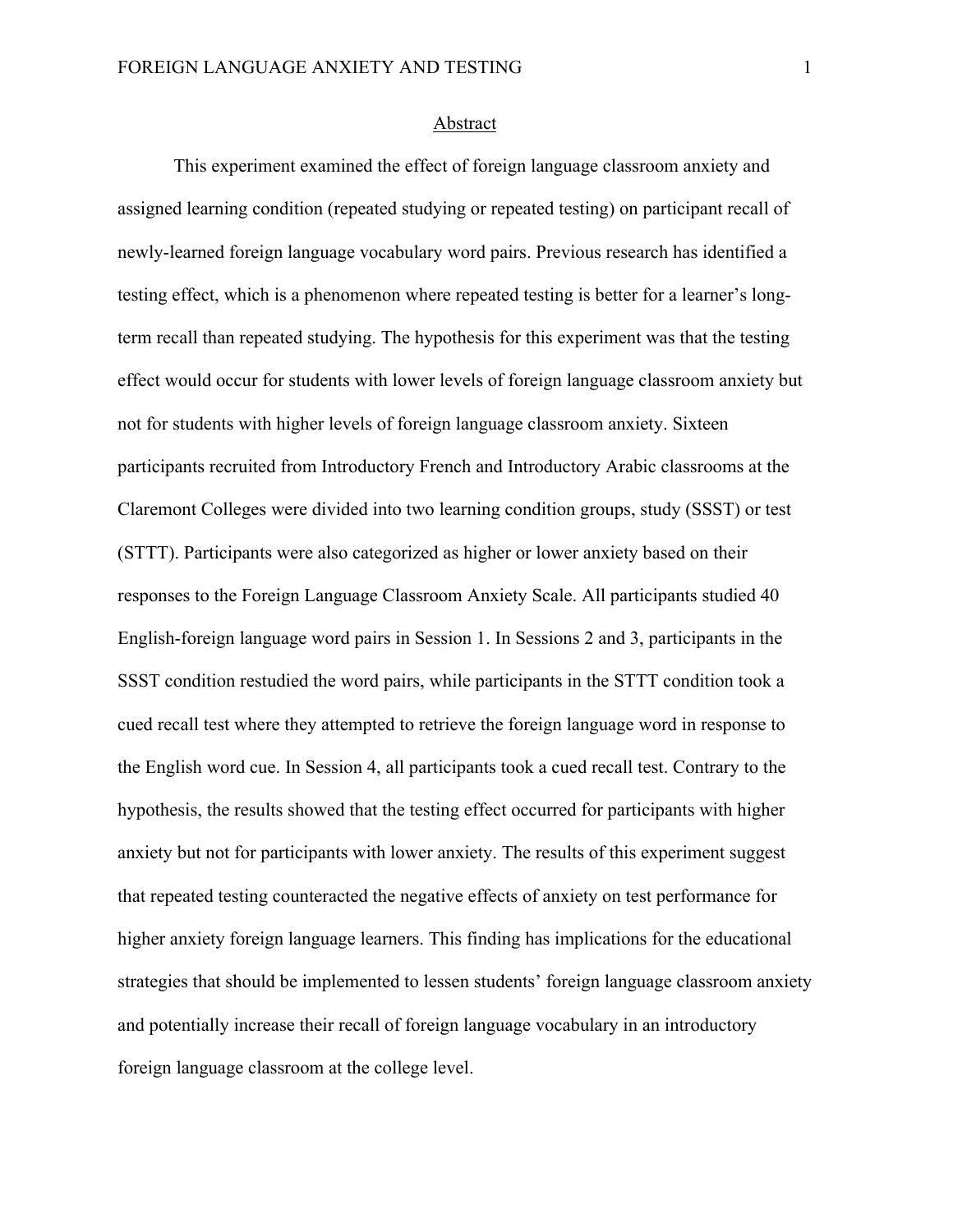## Abstract

This experiment examined the effect of foreign language classroom anxiety and assigned learning condition (repeated studying or repeated testing) on participant recall of newly-learned foreign language vocabulary word pairs. Previous research has identified a testing effect, which is a phenomenon where repeated testing is better for a learner's long-term recall than repeated studying. The hypothesis for this experiment was that the testing effect would occur for students with lower levels of foreign language classroom anxiety but not for students with higher levels of foreign language classroom anxiety. Sixteen participants recruited from Introductory French and Introductory Arabic classrooms at the Claremont Colleges were divided into two learning condition groups, study (SSST) or test (STTT). Participants were also categorized as higher or lower anxiety based on their responses to the Foreign Language Classroom Anxiety Scale. All participants studied 40 English-foreign language word pairs in Session 1. In Sessions 2 and 3, participants in the SSST condition restudied the word pairs, while participants in the STTT condition took a cued recall test where they attempted to retrieve the foreign language word in response to the English word cue. In Session 4, all participants took a cued recall test. Contrary to the hypothesis, the results showed that the testing effect occurred for participants with higher anxiety but not for participants with lower anxiety. The results of this experiment suggest that repeated testing counteracted the negative effects of anxiety on test performance for higher anxiety foreign language learners. This finding has implications for the educational strategies that should be implemented to lessen students' foreign language classroom anxiety and potentially increase their recall of foreign language vocabulary in an introductory foreign language classroom at the college level.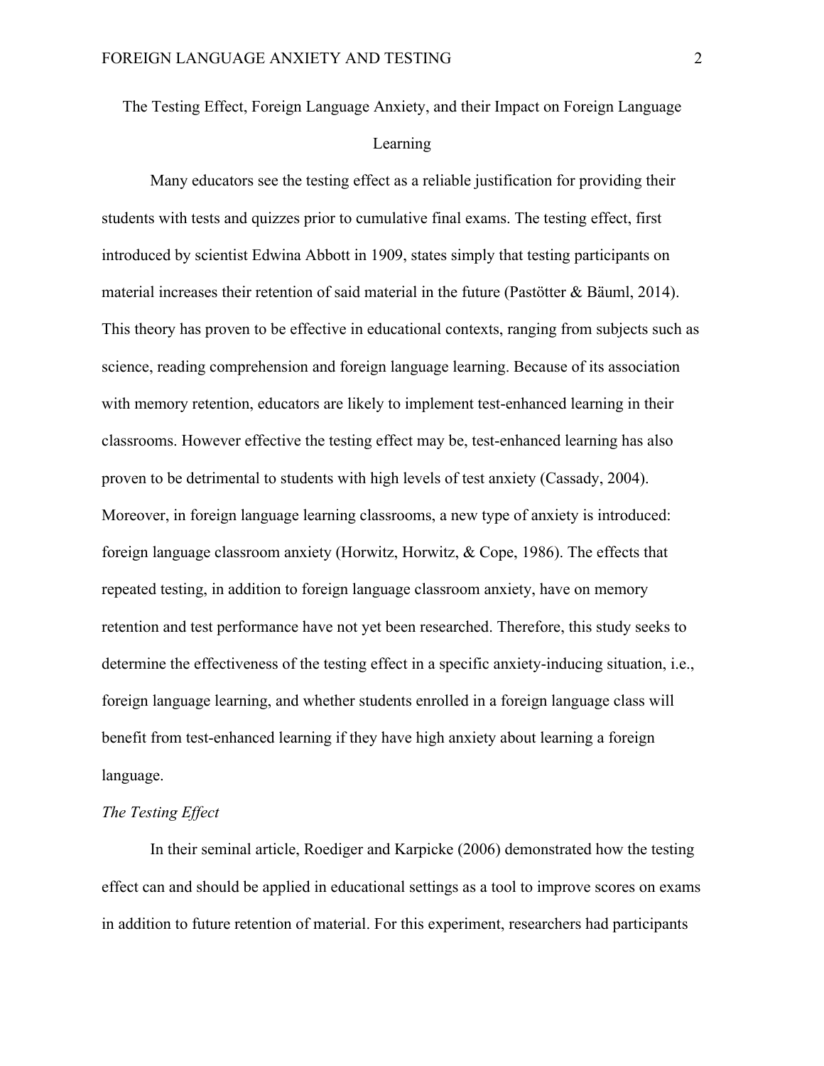# The Testing Effect, Foreign Language Anxiety, and their Impact on Foreign Language Learning

Many educators see the testing effect as a reliable justification for providing their students with tests and quizzes prior to cumulative final exams. The testing effect, first introduced by scientist Edwina Abbott in 1909, states simply that testing participants on material increases their retention of said material in the future (Pastötter & Bäuml, 2014). This theory has proven to be effective in educational contexts, ranging from subjects such as science, reading comprehension and foreign language learning. Because of its association with memory retention, educators are likely to implement test-enhanced learning in their classrooms. However effective the testing effect may be, test-enhanced learning has also proven to be detrimental to students with high levels of test anxiety (Cassady, 2004). Moreover, in foreign language learning classrooms, a new type of anxiety is introduced: foreign language classroom anxiety (Horwitz, Horwitz, & Cope, 1986). The effects that repeated testing, in addition to foreign language classroom anxiety, have on memory retention and test performance have not yet been researched. Therefore, this study seeks to determine the effectiveness of the testing effect in a specific anxiety-inducing situation, i.e., foreign language learning, and whether students enrolled in a foreign language class will benefit from test-enhanced learning if they have high anxiety about learning a foreign language.

*The Testing Effect*

In their seminal article, Roediger and Karpicke (2006) demonstrated how the testing effect can and should be applied in educational settings as a tool to improve scores on exams in addition to future retention of material. For this experiment, researchers had participants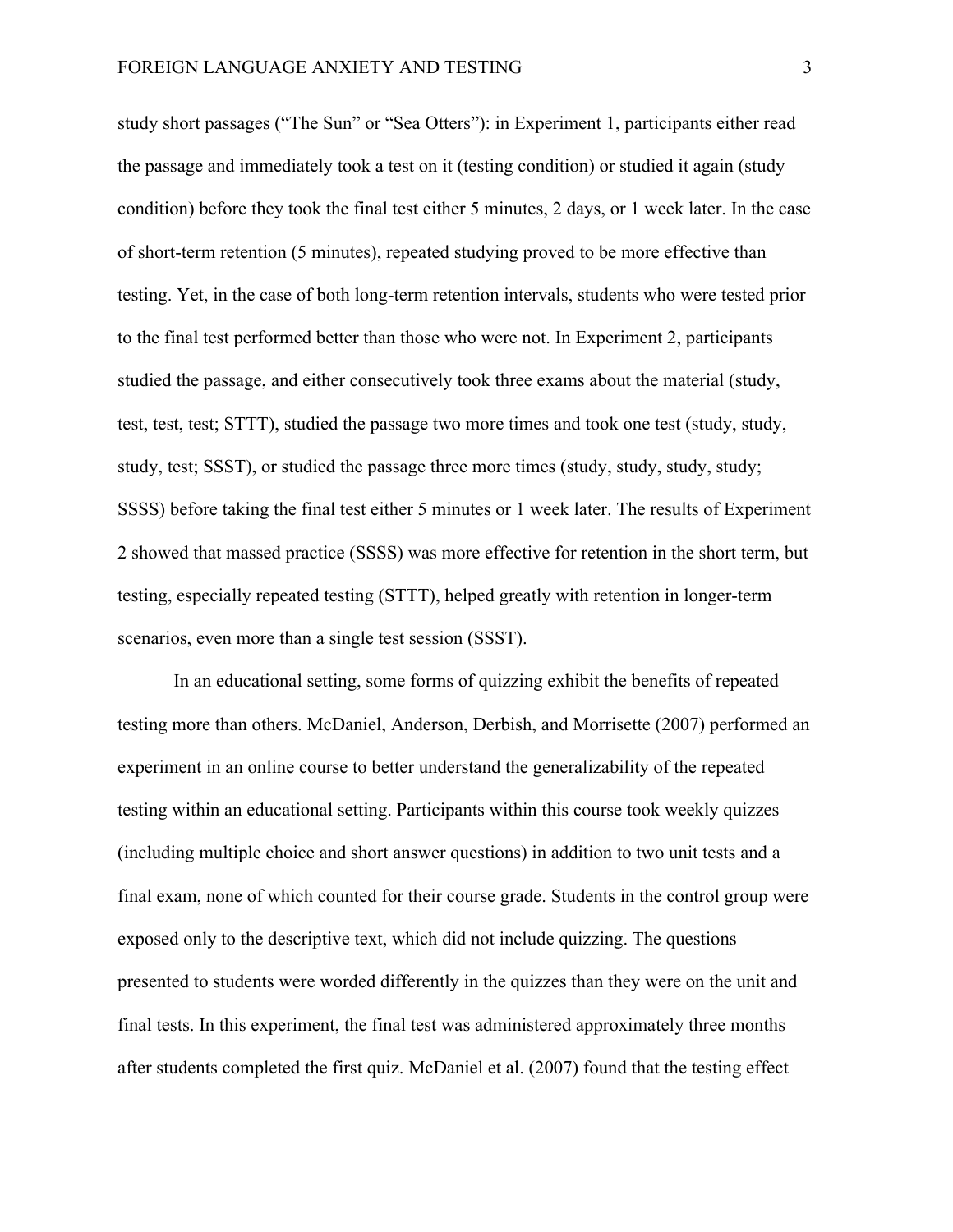study short passages ("The Sun" or "Sea Otters"): in Experiment 1, participants either read the passage and immediately took a test on it (testing condition) or studied it again (study condition) before they took the final test either 5 minutes, 2 days, or 1 week later. In the case of short-term retention (5 minutes), repeated studying proved to be more effective than testing. Yet, in the case of both long-term retention intervals, students who were tested prior to the final test performed better than those who were not. In Experiment 2, participants studied the passage, and either consecutively took three exams about the material (study, test, test, test; STTT), studied the passage two more times and took one test (study, study, study, test; SSST), or studied the passage three more times (study, study, study, study; SSSS) before taking the final test either 5 minutes or 1 week later. The results of Experiment 2 showed that massed practice (SSSS) was more effective for retention in the short term, but testing, especially repeated testing (STTT), helped greatly with retention in longer-term scenarios, even more than a single test session (SSST).

In an educational setting, some forms of quizzing exhibit the benefits of repeated testing more than others. McDaniel, Anderson, Derbish, and Morrisette (2007) performed an experiment in an online course to better understand the generalizability of the repeated testing within an educational setting. Participants within this course took weekly quizzes (including multiple choice and short answer questions) in addition to two unit tests and a final exam, none of which counted for their course grade. Students in the control group were exposed only to the descriptive text, which did not include quizzing. The questions presented to students were worded differently in the quizzes than they were on the unit and final tests. In this experiment, the final test was administered approximately three months after students completed the first quiz. McDaniel et al. (2007) found that the testing effect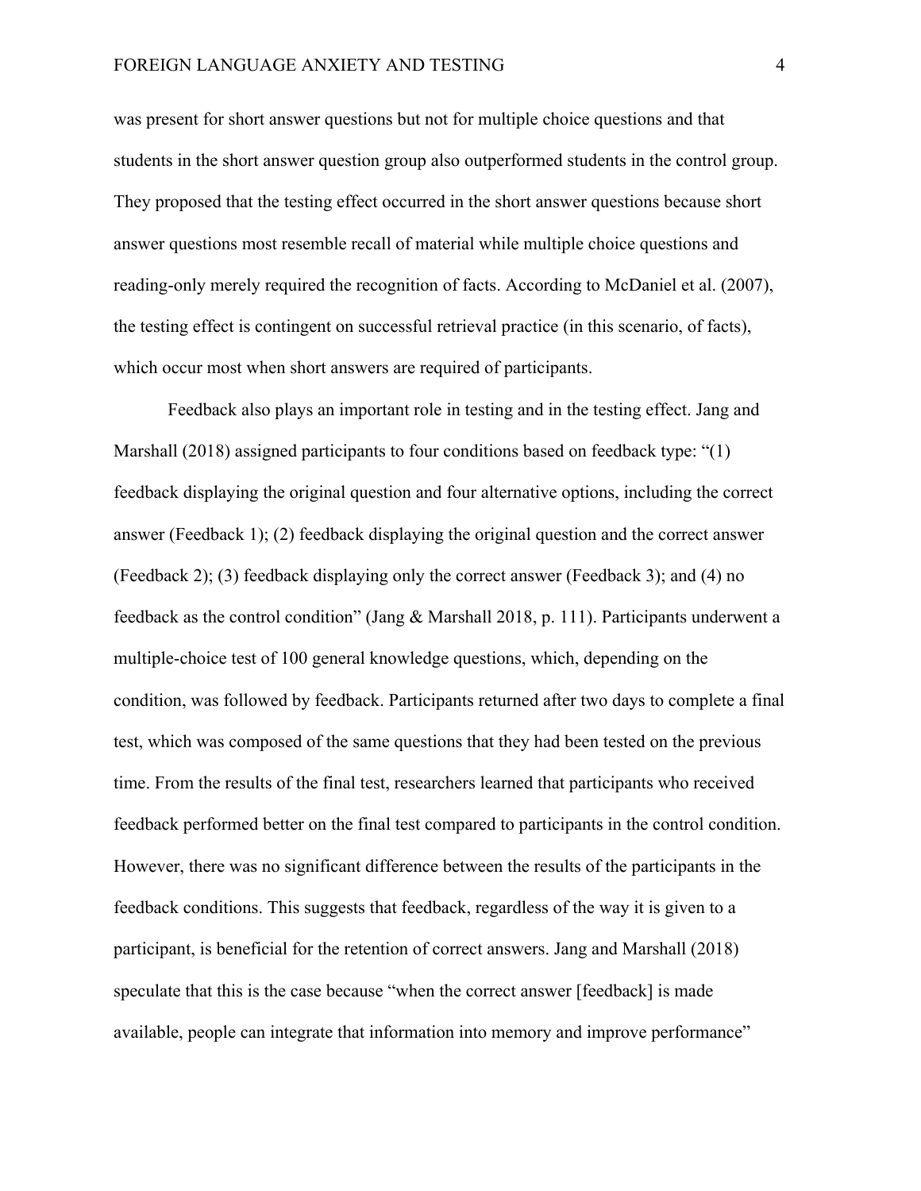was present for short answer questions but not for multiple choice questions and that students in the short answer question group also outperformed students in the control group. They proposed that the testing effect occurred in the short answer questions because short answer questions most resemble recall of material while multiple choice questions and reading-only merely required the recognition of facts. According to McDaniel et al. (2007), the testing effect is contingent on successful retrieval practice (in this scenario, of facts), which occur most when short answers are required of participants.

Feedback also plays an important role in testing and in the testing effect. Jang and Marshall (2018) assigned participants to four conditions based on feedback type: "(1) feedback displaying the original question and four alternative options, including the correct answer (Feedback 1); (2) feedback displaying the original question and the correct answer (Feedback 2); (3) feedback displaying only the correct answer (Feedback 3); and (4) no feedback as the control condition" (Jang & Marshall 2018, p. 111). Participants underwent a multiple-choice test of 100 general knowledge questions, which, depending on the condition, was followed by feedback. Participants returned after two days to complete a final test, which was composed of the same questions that they had been tested on the previous time. From the results of the final test, researchers learned that participants who received feedback performed better on the final test compared to participants in the control condition. However, there was no significant difference between the results of the participants in the feedback conditions. This suggests that feedback, regardless of the way it is given to a participant, is beneficial for the retention of correct answers. Jang and Marshall (2018) speculate that this is the case because "when the correct answer [feedback] is made available, people can integrate that information into memory and improve performance"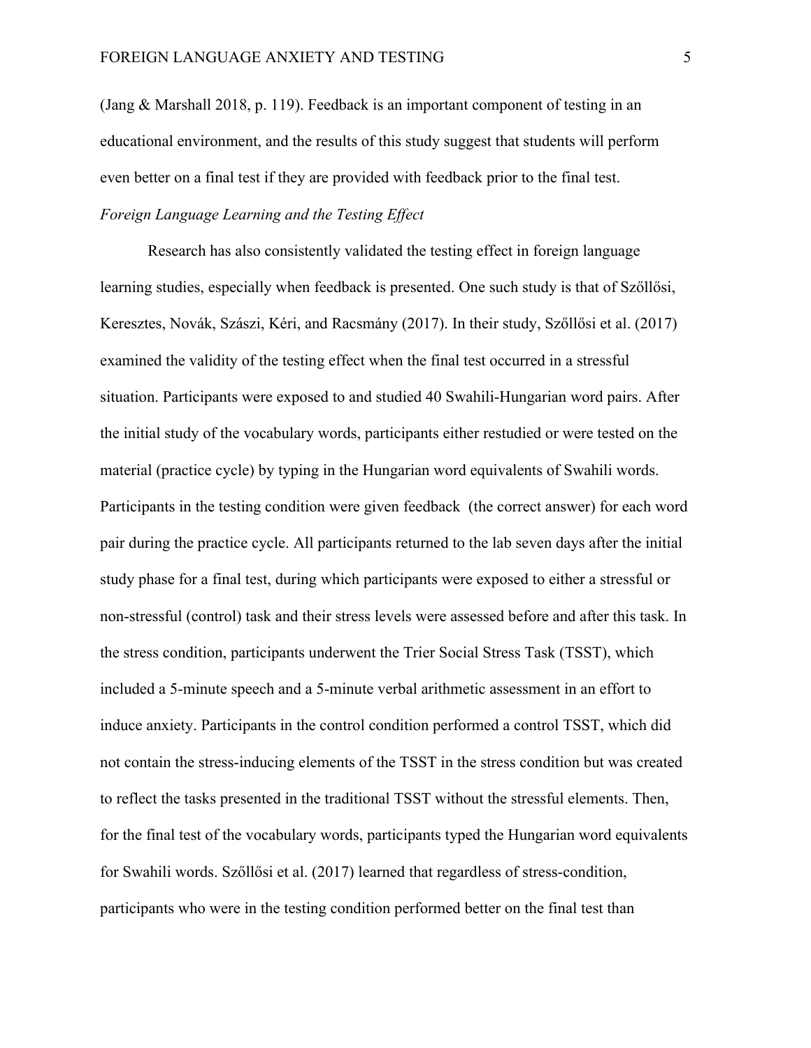(Jang & Marshall 2018, p. 119). Feedback is an important component of testing in an educational environment, and the results of this study suggest that students will perform even better on a final test if they are provided with feedback prior to the final test.

*Foreign Language Learning and the Testing Effect*

Research has also consistently validated the testing effect in foreign language learning studies, especially when feedback is presented. One such study is that of Szőllősi, Keresztes, Novák, Szászi, Kéri, and Racsmány (2017). In their study, Szőllősi et al. (2017) examined the validity of the testing effect when the final test occurred in a stressful situation. Participants were exposed to and studied 40 Swahili-Hungarian word pairs. After the initial study of the vocabulary words, participants either restudied or were tested on the material (practice cycle) by typing in the Hungarian word equivalents of Swahili words. Participants in the testing condition were given feedback (the correct answer) for each word pair during the practice cycle. All participants returned to the lab seven days after the initial study phase for a final test, during which participants were exposed to either a stressful or non-stressful (control) task and their stress levels were assessed before and after this task. In the stress condition, participants underwent the Trier Social Stress Task (TSST), which included a 5-minute speech and a 5-minute verbal arithmetic assessment in an effort to induce anxiety. Participants in the control condition performed a control TSST, which did not contain the stress-inducing elements of the TSST in the stress condition but was created to reflect the tasks presented in the traditional TSST without the stressful elements. Then, for the final test of the vocabulary words, participants typed the Hungarian word equivalents for Swahili words. Szőllősi et al. (2017) learned that regardless of stress-condition, participants who were in the testing condition performed better on the final test than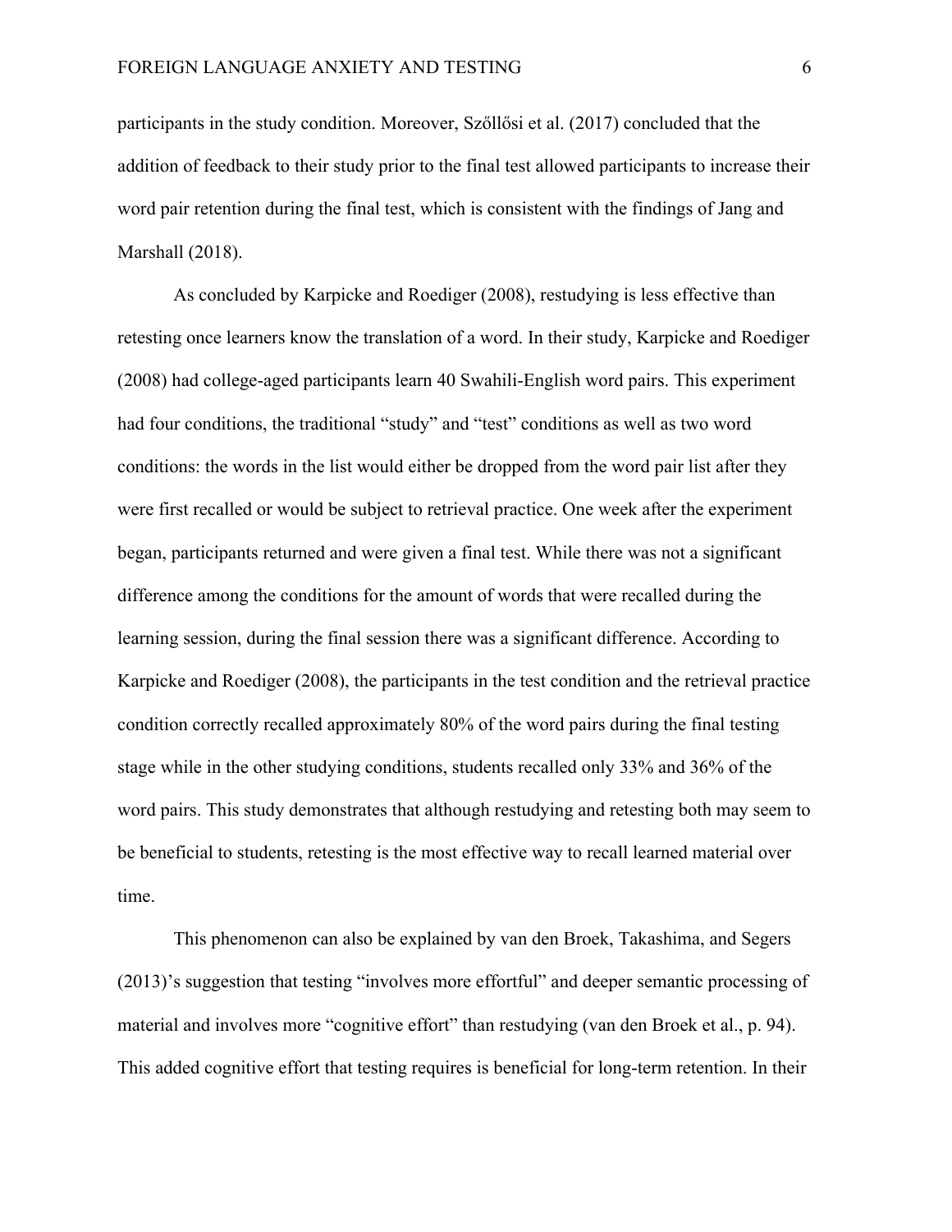participants in the study condition. Moreover, Szőllősi et al. (2017) concluded that the addition of feedback to their study prior to the final test allowed participants to increase their word pair retention during the final test, which is consistent with the findings of Jang and Marshall (2018).

As concluded by Karpicke and Roediger (2008), restudying is less effective than retesting once learners know the translation of a word. In their study, Karpicke and Roediger (2008) had college-aged participants learn 40 Swahili-English word pairs. This experiment had four conditions, the traditional "study" and "test" conditions as well as two word conditions: the words in the list would either be dropped from the word pair list after they were first recalled or would be subject to retrieval practice. One week after the experiment began, participants returned and were given a final test. While there was not a significant difference among the conditions for the amount of words that were recalled during the learning session, during the final session there was a significant difference. According to Karpicke and Roediger (2008), the participants in the test condition and the retrieval practice condition correctly recalled approximately 80% of the word pairs during the final testing stage while in the other studying conditions, students recalled only 33% and 36% of the word pairs. This study demonstrates that although restudying and retesting both may seem to be beneficial to students, retesting is the most effective way to recall learned material over time.

This phenomenon can also be explained by van den Broek, Takashima, and Segers (2013)'s suggestion that testing "involves more effortful" and deeper semantic processing of material and involves more "cognitive effort" than restudying (van den Broek et al., p. 94). This added cognitive effort that testing requires is beneficial for long-term retention. In their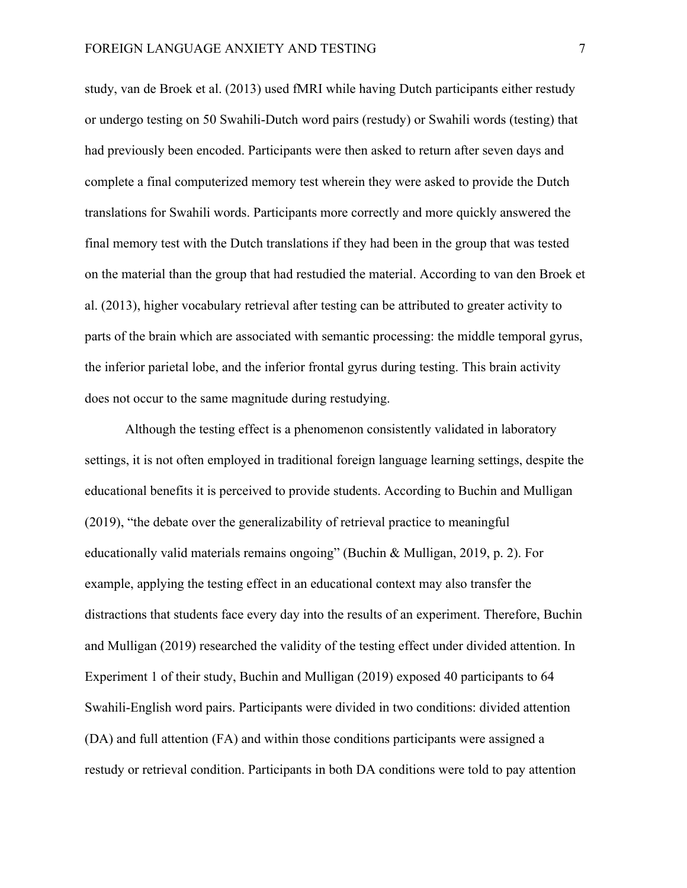study, van de Broek et al. (2013) used fMRI while having Dutch participants either restudy or undergo testing on 50 Swahili-Dutch word pairs (restudy) or Swahili words (testing) that had previously been encoded. Participants were then asked to return after seven days and complete a final computerized memory test wherein they were asked to provide the Dutch translations for Swahili words. Participants more correctly and more quickly answered the final memory test with the Dutch translations if they had been in the group that was tested on the material than the group that had restudied the material. According to van den Broek et al. (2013), higher vocabulary retrieval after testing can be attributed to greater activity to parts of the brain which are associated with semantic processing: the middle temporal gyrus, the inferior parietal lobe, and the inferior frontal gyrus during testing. This brain activity does not occur to the same magnitude during restudying.

Although the testing effect is a phenomenon consistently validated in laboratory settings, it is not often employed in traditional foreign language learning settings, despite the educational benefits it is perceived to provide students. According to Buchin and Mulligan (2019), "the debate over the generalizability of retrieval practice to meaningful educationally valid materials remains ongoing" (Buchin & Mulligan, 2019, p. 2). For example, applying the testing effect in an educational context may also transfer the distractions that students face every day into the results of an experiment. Therefore, Buchin and Mulligan (2019) researched the validity of the testing effect under divided attention. In Experiment 1 of their study, Buchin and Mulligan (2019) exposed 40 participants to 64 Swahili-English word pairs. Participants were divided in two conditions: divided attention (DA) and full attention (FA) and within those conditions participants were assigned a restudy or retrieval condition. Participants in both DA conditions were told to pay attention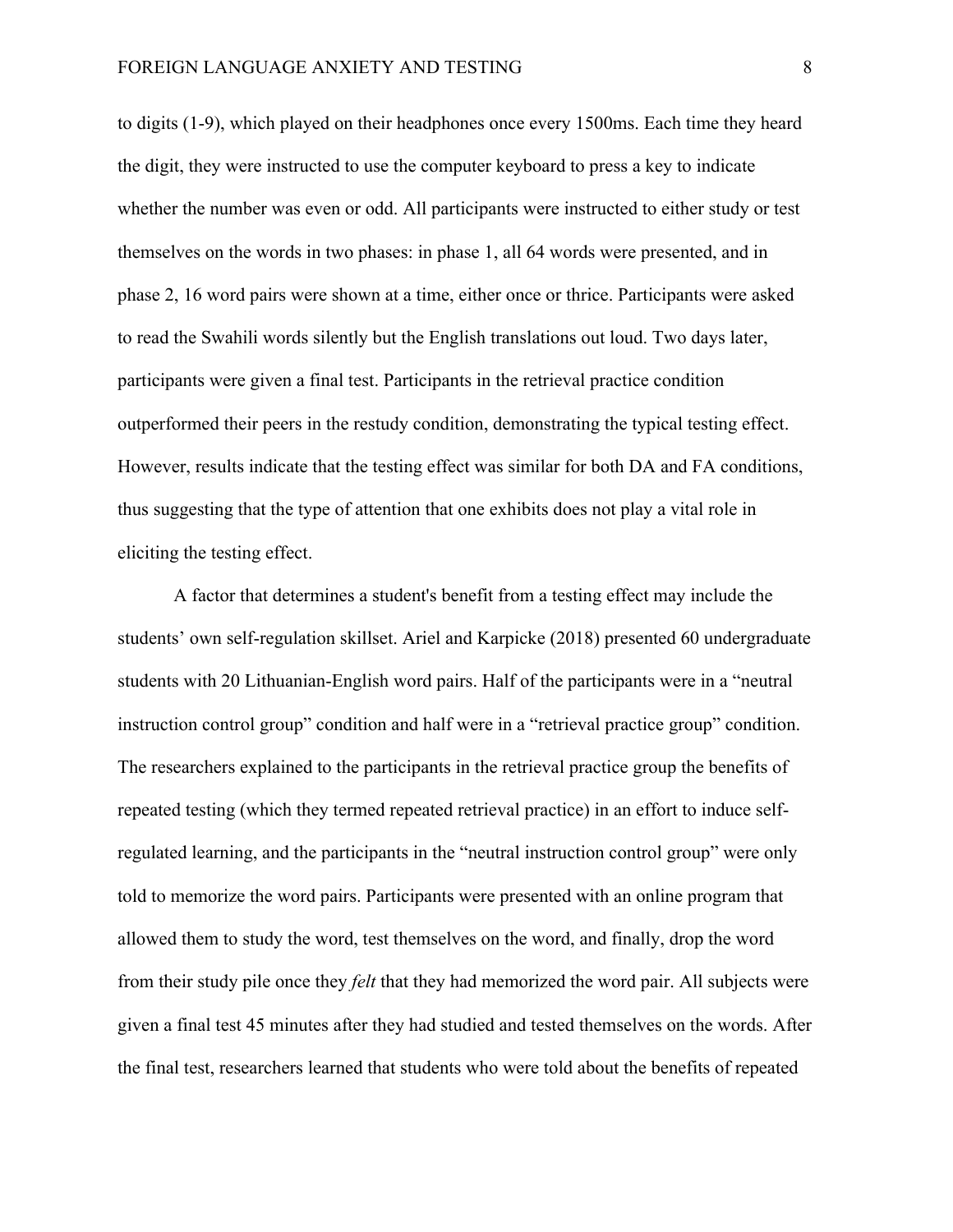to digits (1-9), which played on their headphones once every 1500ms. Each time they heard the digit, they were instructed to use the computer keyboard to press a key to indicate whether the number was even or odd. All participants were instructed to either study or test themselves on the words in two phases: in phase 1, all 64 words were presented, and in phase 2, 16 word pairs were shown at a time, either once or thrice. Participants were asked to read the Swahili words silently but the English translations out loud. Two days later, participants were given a final test. Participants in the retrieval practice condition outperformed their peers in the restudy condition, demonstrating the typical testing effect. However, results indicate that the testing effect was similar for both DA and FA conditions, thus suggesting that the type of attention that one exhibits does not play a vital role in eliciting the testing effect.

A factor that determines a student's benefit from a testing effect may include the students' own self-regulation skillset. Ariel and Karpicke (2018) presented 60 undergraduate students with 20 Lithuanian-English word pairs. Half of the participants were in a "neutral instruction control group" condition and half were in a "retrieval practice group" condition. The researchers explained to the participants in the retrieval practice group the benefits of repeated testing (which they termed repeated retrieval practice) in an effort to induce self-regulated learning, and the participants in the "neutral instruction control group" were only told to memorize the word pairs. Participants were presented with an online program that allowed them to study the word, test themselves on the word, and finally, drop the word from their study pile once they *felt* that they had memorized the word pair. All subjects were given a final test 45 minutes after they had studied and tested themselves on the words. After the final test, researchers learned that students who were told about the benefits of repeated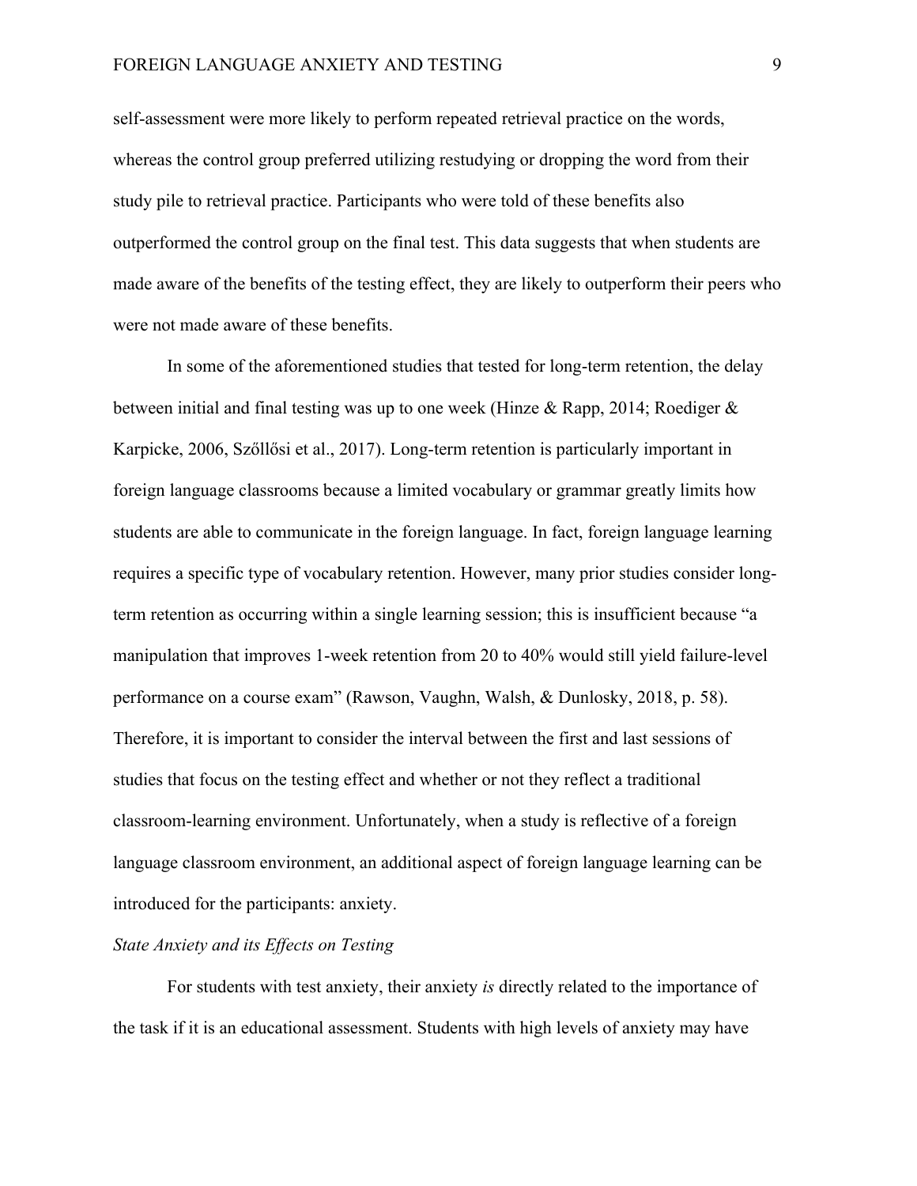self-assessment were more likely to perform repeated retrieval practice on the words, whereas the control group preferred utilizing restudying or dropping the word from their study pile to retrieval practice. Participants who were told of these benefits also outperformed the control group on the final test. This data suggests that when students are made aware of the benefits of the testing effect, they are likely to outperform their peers who were not made aware of these benefits.

In some of the aforementioned studies that tested for long-term retention, the delay between initial and final testing was up to one week (Hinze & Rapp, 2014; Roediger & Karpicke, 2006, Szőllősi et al., 2017). Long-term retention is particularly important in foreign language classrooms because a limited vocabulary or grammar greatly limits how students are able to communicate in the foreign language. In fact, foreign language learning requires a specific type of vocabulary retention. However, many prior studies consider long-term retention as occurring within a single learning session; this is insufficient because "a manipulation that improves 1-week retention from 20 to 40% would still yield failure-level performance on a course exam" (Rawson, Vaughn, Walsh, & Dunlosky, 2018, p. 58). Therefore, it is important to consider the interval between the first and last sessions of studies that focus on the testing effect and whether or not they reflect a traditional classroom-learning environment. Unfortunately, when a study is reflective of a foreign language classroom environment, an additional aspect of foreign language learning can be introduced for the participants: anxiety.

### *State Anxiety and its Effects on Testing*

For students with test anxiety, their anxiety *is* directly related to the importance of the task if it is an educational assessment. Students with high levels of anxiety may have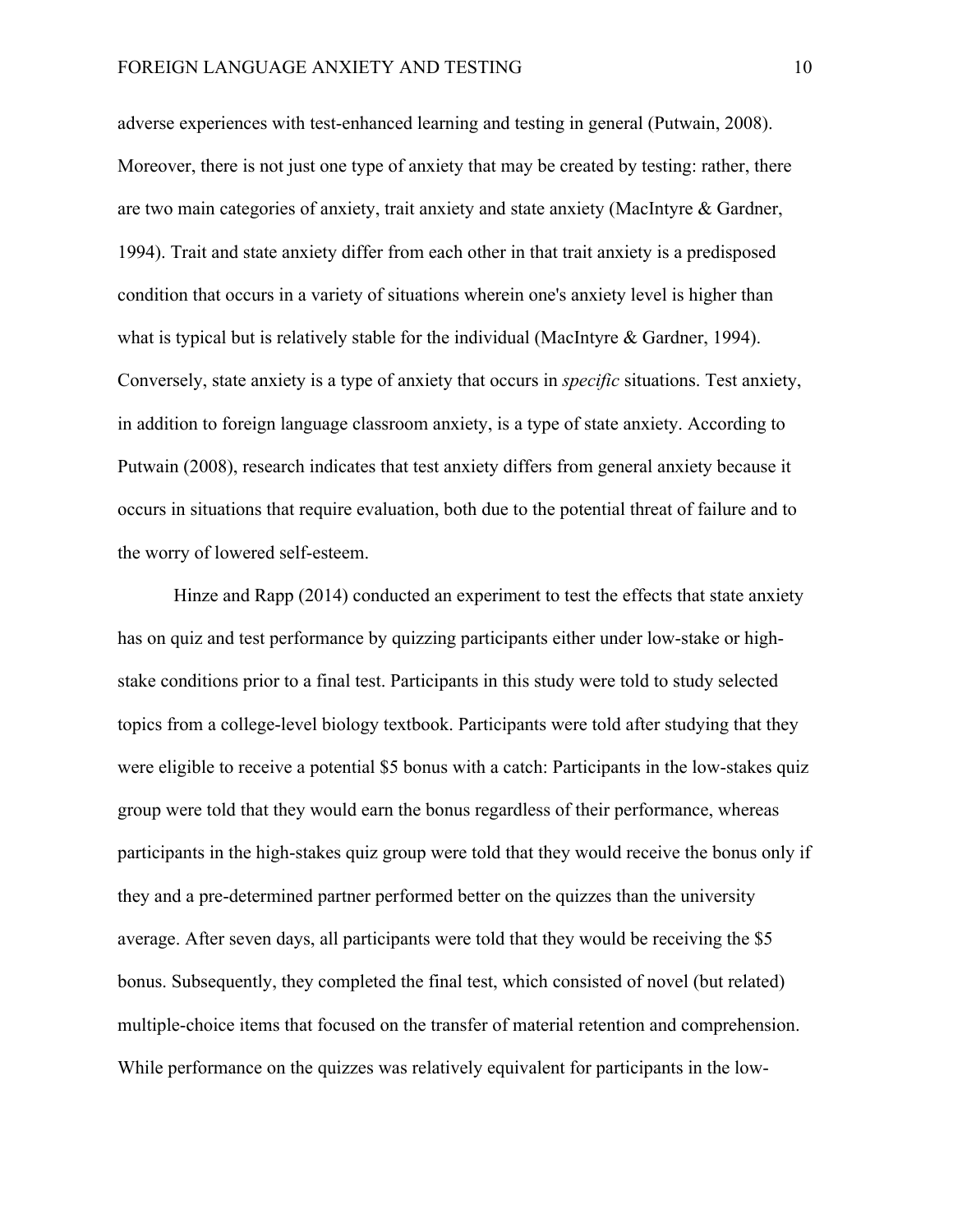adverse experiences with test-enhanced learning and testing in general (Putwain, 2008). Moreover, there is not just one type of anxiety that may be created by testing: rather, there are two main categories of anxiety, trait anxiety and state anxiety (MacIntyre & Gardner, 1994). Trait and state anxiety differ from each other in that trait anxiety is a predisposed condition that occurs in a variety of situations wherein one's anxiety level is higher than what is typical but is relatively stable for the individual (MacIntyre & Gardner, 1994). Conversely, state anxiety is a type of anxiety that occurs in *specific* situations. Test anxiety, in addition to foreign language classroom anxiety, is a type of state anxiety. According to Putwain (2008), research indicates that test anxiety differs from general anxiety because it occurs in situations that require evaluation, both due to the potential threat of failure and to the worry of lowered self-esteem.

Hinze and Rapp (2014) conducted an experiment to test the effects that state anxiety has on quiz and test performance by quizzing participants either under low-stake or high-stake conditions prior to a final test. Participants in this study were told to study selected topics from a college-level biology textbook. Participants were told after studying that they were eligible to receive a potential $5 bonus with a catch: Participants in the low-stakes quiz group were told that they would earn the bonus regardless of their performance, whereas participants in the high-stakes quiz group were told that they would receive the bonus only if they and a pre-determined partner performed better on the quizzes than the university average. After seven days, all participants were told that they would be receiving the $5 bonus. Subsequently, they completed the final test, which consisted of novel (but related) multiple-choice items that focused on the transfer of material retention and comprehension. While performance on the quizzes was relatively equivalent for participants in the low-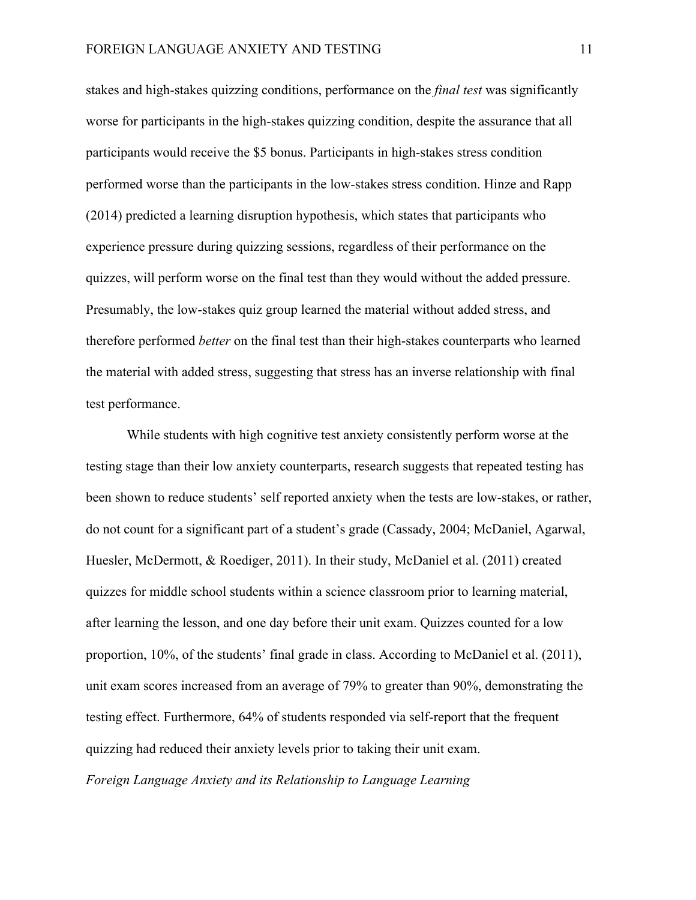stakes and high-stakes quizzing conditions, performance on the *final test* was significantly worse for participants in the high-stakes quizzing condition, despite the assurance that all participants would receive the $5 bonus. Participants in high-stakes stress condition performed worse than the participants in the low-stakes stress condition. Hinze and Rapp (2014) predicted a learning disruption hypothesis, which states that participants who experience pressure during quizzing sessions, regardless of their performance on the quizzes, will perform worse on the final test than they would without the added pressure. Presumably, the low-stakes quiz group learned the material without added stress, and therefore performed *better* on the final test than their high-stakes counterparts who learned the material with added stress, suggesting that stress has an inverse relationship with final test performance.

While students with high cognitive test anxiety consistently perform worse at the testing stage than their low anxiety counterparts, research suggests that repeated testing has been shown to reduce students' self reported anxiety when the tests are low-stakes, or rather, do not count for a significant part of a student's grade (Cassady, 2004; McDaniel, Agarwal, Huesler, McDermott, & Roediger, 2011). In their study, McDaniel et al. (2011) created quizzes for middle school students within a science classroom prior to learning material, after learning the lesson, and one day before their unit exam. Quizzes counted for a low proportion, 10%, of the students' final grade in class. According to McDaniel et al. (2011), unit exam scores increased from an average of 79% to greater than 90%, demonstrating the testing effect. Furthermore, 64% of students responded via self-report that the frequent quizzing had reduced their anxiety levels prior to taking their unit exam.

### *Foreign Language Anxiety and its Relationship to Language Learning*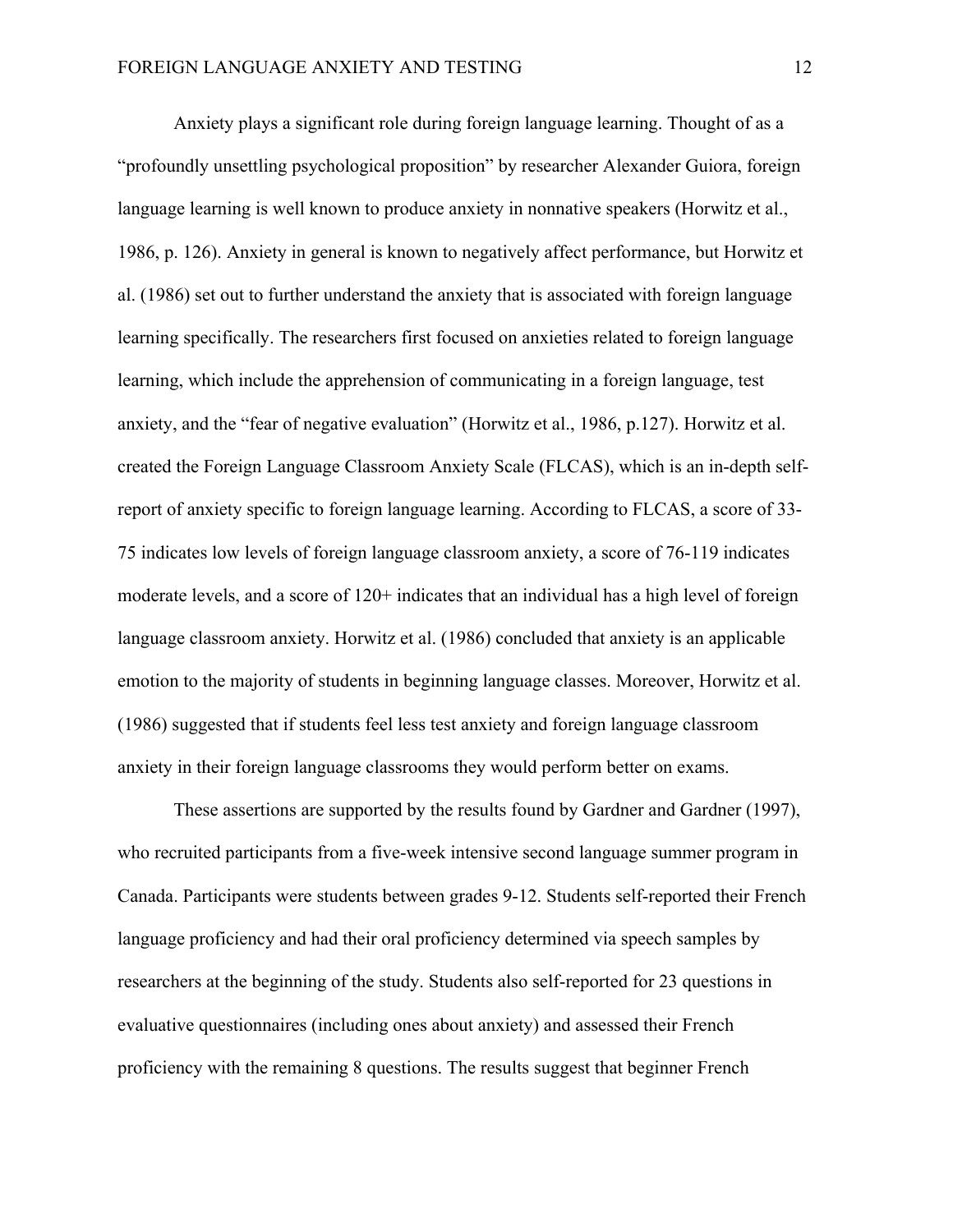Anxiety plays a significant role during foreign language learning. Thought of as a "profoundly unsettling psychological proposition" by researcher Alexander Guiora, foreign language learning is well known to produce anxiety in nonnative speakers (Horwitz et al., 1986, p. 126). Anxiety in general is known to negatively affect performance, but Horwitz et al. (1986) set out to further understand the anxiety that is associated with foreign language learning specifically. The researchers first focused on anxieties related to foreign language learning, which include the apprehension of communicating in a foreign language, test anxiety, and the "fear of negative evaluation" (Horwitz et al., 1986, p.127). Horwitz et al. created the Foreign Language Classroom Anxiety Scale (FLCAS), which is an in-depth self-report of anxiety specific to foreign language learning. According to FLCAS, a score of 33-75 indicates low levels of foreign language classroom anxiety, a score of 76-119 indicates moderate levels, and a score of 120+ indicates that an individual has a high level of foreign language classroom anxiety. Horwitz et al. (1986) concluded that anxiety is an applicable emotion to the majority of students in beginning language classes. Moreover, Horwitz et al. (1986) suggested that if students feel less test anxiety and foreign language classroom anxiety in their foreign language classrooms they would perform better on exams.

These assertions are supported by the results found by Gardner and Gardner (1997), who recruited participants from a five-week intensive second language summer program in Canada. Participants were students between grades 9-12. Students self-reported their French language proficiency and had their oral proficiency determined via speech samples by researchers at the beginning of the study. Students also self-reported for 23 questions in evaluative questionnaires (including ones about anxiety) and assessed their French proficiency with the remaining 8 questions. The results suggest that beginner French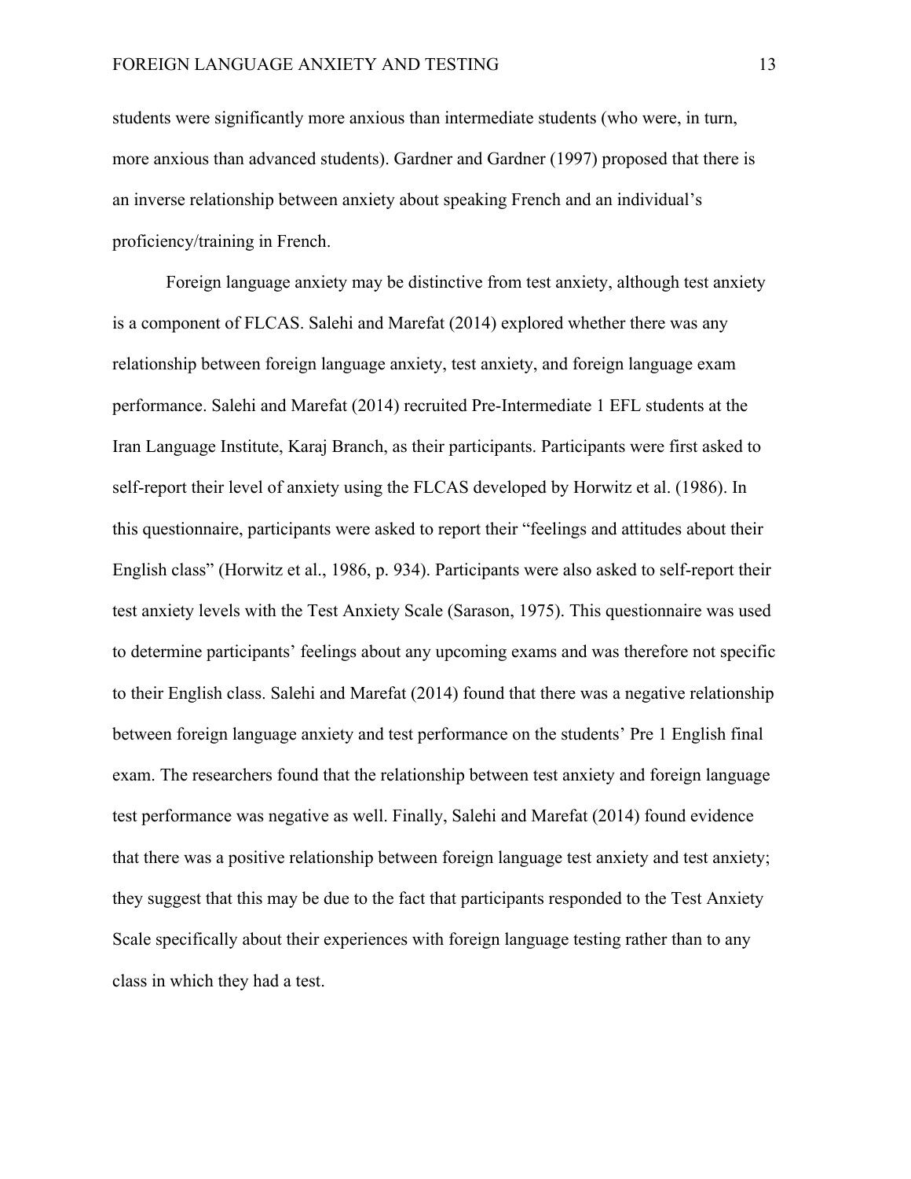students were significantly more anxious than intermediate students (who were, in turn, more anxious than advanced students). Gardner and Gardner (1997) proposed that there is an inverse relationship between anxiety about speaking French and an individual's proficiency/training in French.

Foreign language anxiety may be distinctive from test anxiety, although test anxiety is a component of FLCAS. Salehi and Marefat (2014) explored whether there was any relationship between foreign language anxiety, test anxiety, and foreign language exam performance. Salehi and Marefat (2014) recruited Pre-Intermediate 1 EFL students at the Iran Language Institute, Karaj Branch, as their participants. Participants were first asked to self-report their level of anxiety using the FLCAS developed by Horwitz et al. (1986). In this questionnaire, participants were asked to report their "feelings and attitudes about their English class" (Horwitz et al., 1986, p. 934). Participants were also asked to self-report their test anxiety levels with the Test Anxiety Scale (Sarason, 1975). This questionnaire was used to determine participants' feelings about any upcoming exams and was therefore not specific to their English class. Salehi and Marefat (2014) found that there was a negative relationship between foreign language anxiety and test performance on the students' Pre 1 English final exam. The researchers found that the relationship between test anxiety and foreign language test performance was negative as well. Finally, Salehi and Marefat (2014) found evidence that there was a positive relationship between foreign language test anxiety and test anxiety; they suggest that this may be due to the fact that participants responded to the Test Anxiety Scale specifically about their experiences with foreign language testing rather than to any class in which they had a test.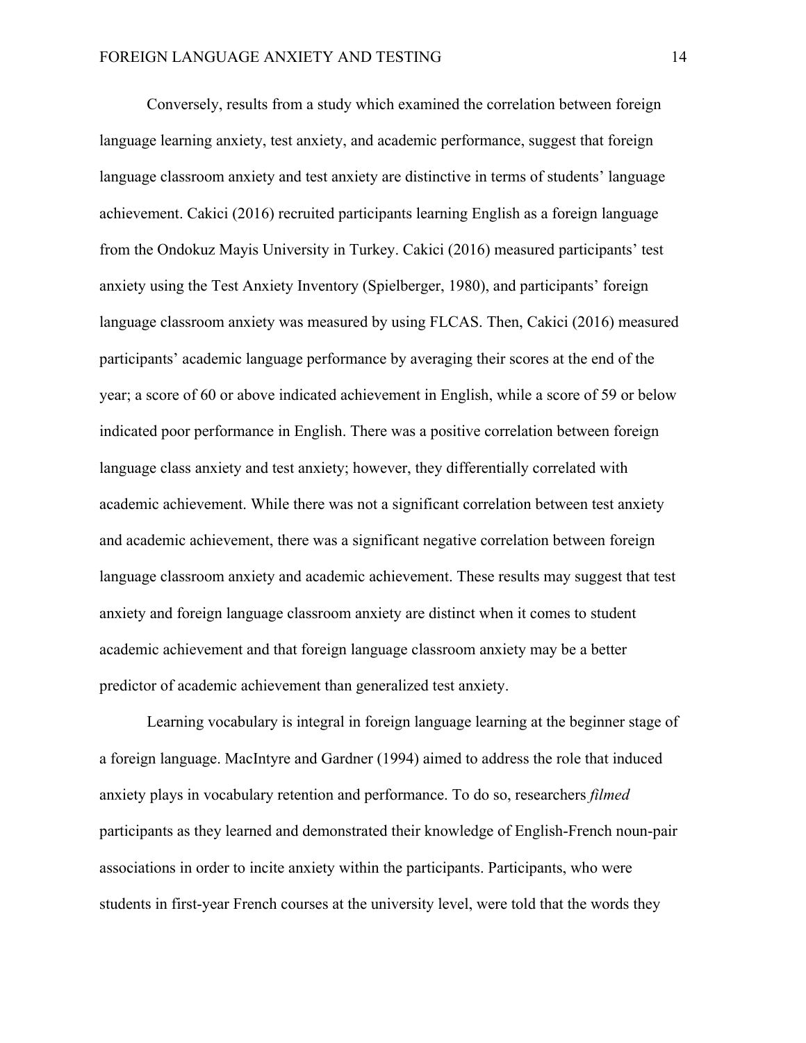Conversely, results from a study which examined the correlation between foreign language learning anxiety, test anxiety, and academic performance, suggest that foreign language classroom anxiety and test anxiety are distinctive in terms of students' language achievement. Cakici (2016) recruited participants learning English as a foreign language from the Ondokuz Mayis University in Turkey. Cakici (2016) measured participants' test anxiety using the Test Anxiety Inventory (Spielberger, 1980), and participants' foreign language classroom anxiety was measured by using FLCAS. Then, Cakici (2016) measured participants' academic language performance by averaging their scores at the end of the year; a score of 60 or above indicated achievement in English, while a score of 59 or below indicated poor performance in English. There was a positive correlation between foreign language class anxiety and test anxiety; however, they differentially correlated with academic achievement. While there was not a significant correlation between test anxiety and academic achievement, there was a significant negative correlation between foreign language classroom anxiety and academic achievement. These results may suggest that test anxiety and foreign language classroom anxiety are distinct when it comes to student academic achievement and that foreign language classroom anxiety may be a better predictor of academic achievement than generalized test anxiety.

Learning vocabulary is integral in foreign language learning at the beginner stage of a foreign language. MacIntyre and Gardner (1994) aimed to address the role that induced anxiety plays in vocabulary retention and performance. To do so, researchers *filmed* participants as they learned and demonstrated their knowledge of English-French noun-pair associations in order to incite anxiety within the participants. Participants, who were students in first-year French courses at the university level, were told that the words they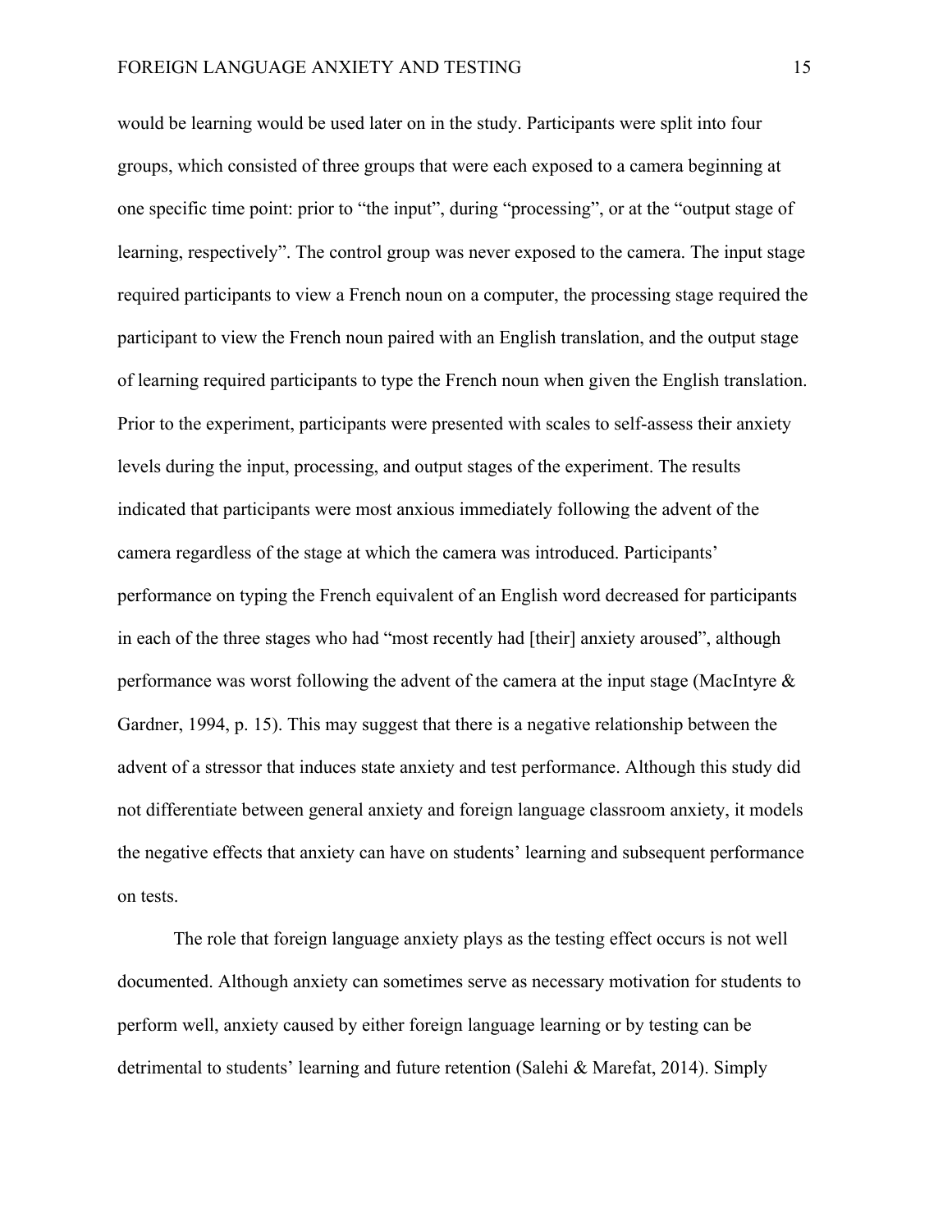would be learning would be used later on in the study. Participants were split into four groups, which consisted of three groups that were each exposed to a camera beginning at one specific time point: prior to "the input", during "processing", or at the "output stage of learning, respectively". The control group was never exposed to the camera. The input stage required participants to view a French noun on a computer, the processing stage required the participant to view the French noun paired with an English translation, and the output stage of learning required participants to type the French noun when given the English translation. Prior to the experiment, participants were presented with scales to self-assess their anxiety levels during the input, processing, and output stages of the experiment. The results indicated that participants were most anxious immediately following the advent of the camera regardless of the stage at which the camera was introduced. Participants' performance on typing the French equivalent of an English word decreased for participants in each of the three stages who had "most recently had [their] anxiety aroused", although performance was worst following the advent of the camera at the input stage (MacIntyre & Gardner, 1994, p. 15). This may suggest that there is a negative relationship between the advent of a stressor that induces state anxiety and test performance. Although this study did not differentiate between general anxiety and foreign language classroom anxiety, it models the negative effects that anxiety can have on students' learning and subsequent performance on tests.

The role that foreign language anxiety plays as the testing effect occurs is not well documented. Although anxiety can sometimes serve as necessary motivation for students to perform well, anxiety caused by either foreign language learning or by testing can be detrimental to students' learning and future retention (Salehi & Marefat, 2014). Simply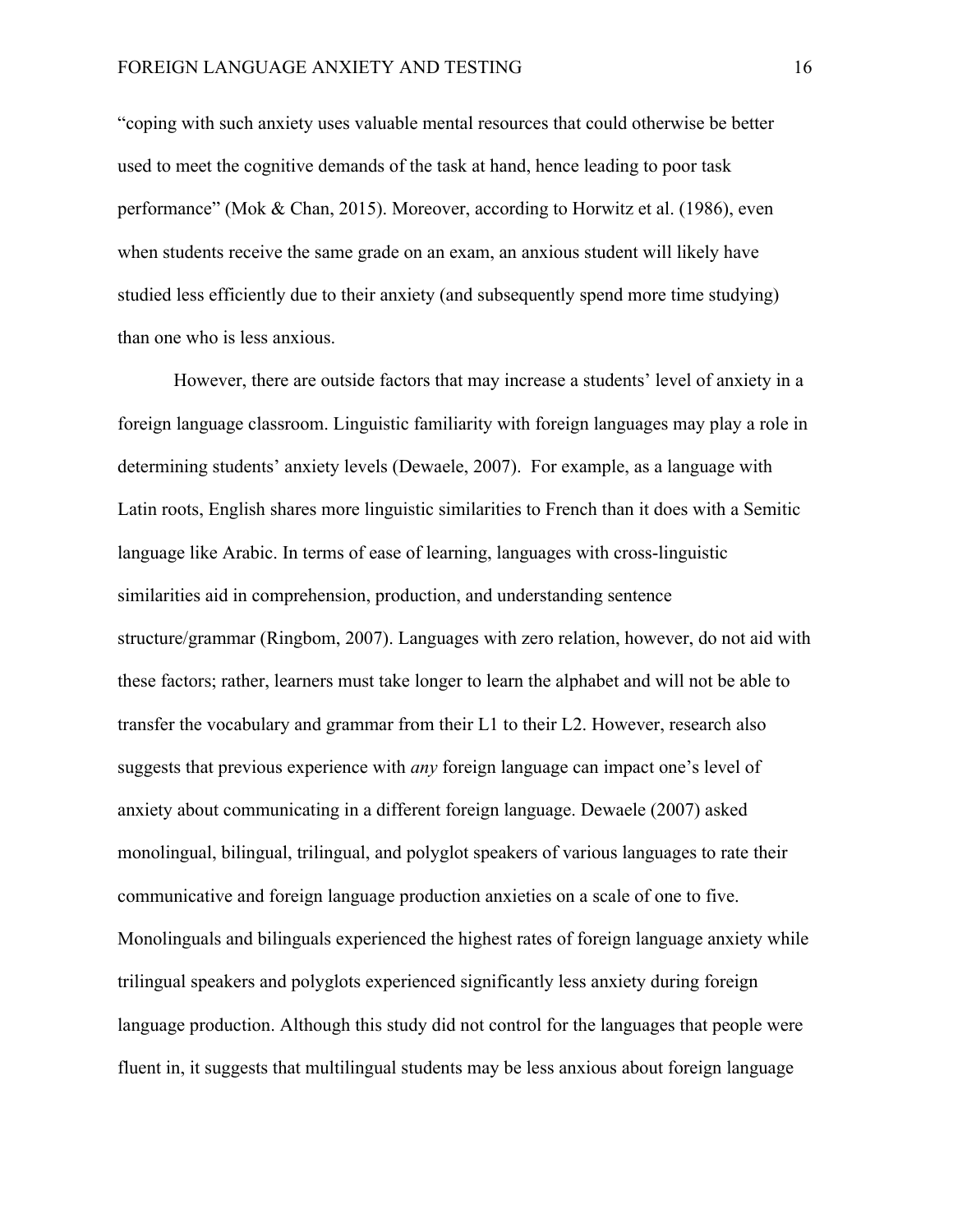"coping with such anxiety uses valuable mental resources that could otherwise be better used to meet the cognitive demands of the task at hand, hence leading to poor task performance" (Mok & Chan, 2015). Moreover, according to Horwitz et al. (1986), even when students receive the same grade on an exam, an anxious student will likely have studied less efficiently due to their anxiety (and subsequently spend more time studying) than one who is less anxious.

However, there are outside factors that may increase a students' level of anxiety in a foreign language classroom. Linguistic familiarity with foreign languages may play a role in determining students' anxiety levels (Dewaele, 2007). For example, as a language with Latin roots, English shares more linguistic similarities to French than it does with a Semitic language like Arabic. In terms of ease of learning, languages with cross-linguistic similarities aid in comprehension, production, and understanding sentence structure/grammar (Ringbom, 2007). Languages with zero relation, however, do not aid with these factors; rather, learners must take longer to learn the alphabet and will not be able to transfer the vocabulary and grammar from their L1 to their L2. However, research also suggests that previous experience with *any* foreign language can impact one's level of anxiety about communicating in a different foreign language. Dewaele (2007) asked monolingual, bilingual, trilingual, and polyglot speakers of various languages to rate their communicative and foreign language production anxieties on a scale of one to five. Monolinguals and bilinguals experienced the highest rates of foreign language anxiety while trilingual speakers and polyglots experienced significantly less anxiety during foreign language production. Although this study did not control for the languages that people were fluent in, it suggests that multilingual students may be less anxious about foreign language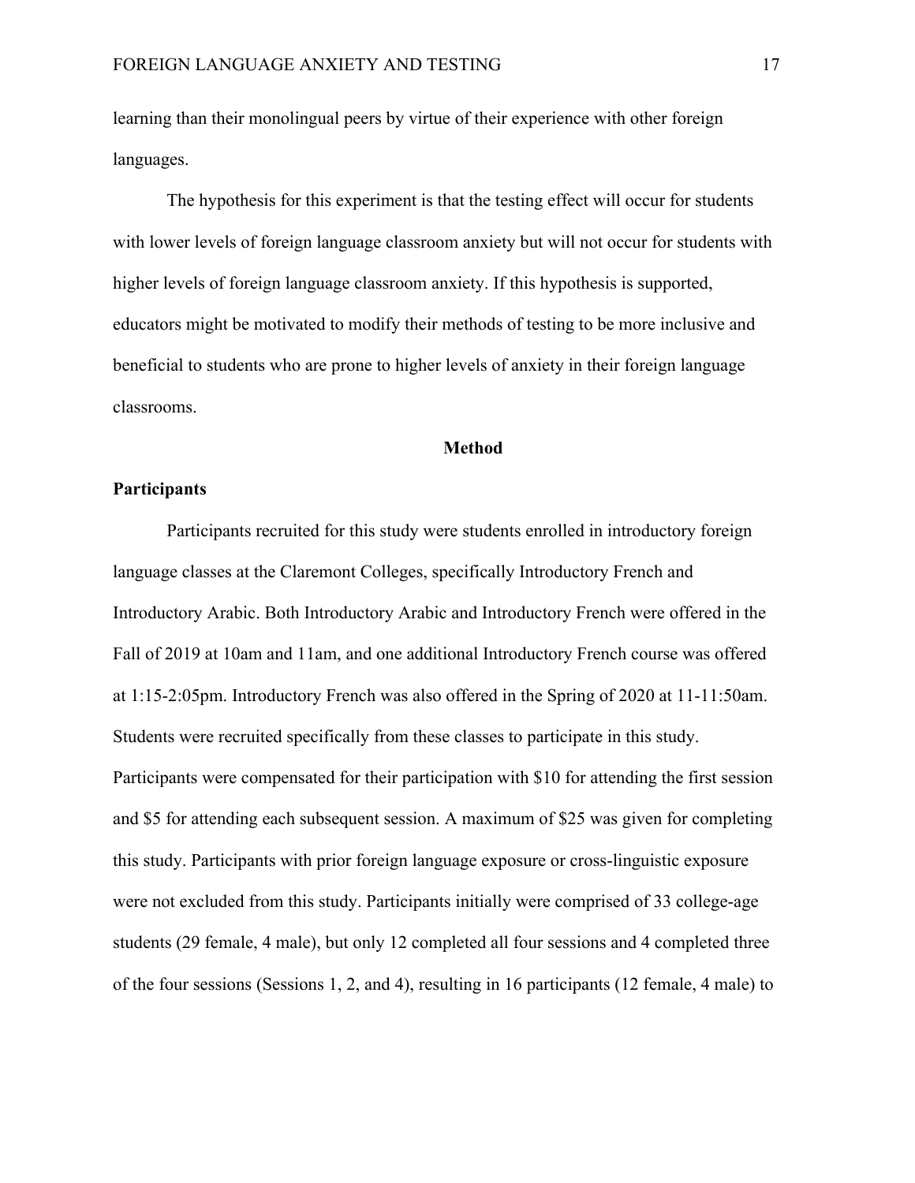learning than their monolingual peers by virtue of their experience with other foreign languages.

The hypothesis for this experiment is that the testing effect will occur for students with lower levels of foreign language classroom anxiety but will not occur for students with higher levels of foreign language classroom anxiety. If this hypothesis is supported, educators might be motivated to modify their methods of testing to be more inclusive and beneficial to students who are prone to higher levels of anxiety in their foreign language classrooms.

## Method

### Participants

Participants recruited for this study were students enrolled in introductory foreign language classes at the Claremont Colleges, specifically Introductory French and Introductory Arabic. Both Introductory Arabic and Introductory French were offered in the Fall of 2019 at 10am and 11am, and one additional Introductory French course was offered at 1:15-2:05pm. Introductory French was also offered in the Spring of 2020 at 11-11:50am. Students were recruited specifically from these classes to participate in this study. Participants were compensated for their participation with $10 for attending the first session and $5 for attending each subsequent session. A maximum of $25 was given for completing this study. Participants with prior foreign language exposure or cross-linguistic exposure were not excluded from this study. Participants initially were comprised of 33 college-age students (29 female, 4 male), but only 12 completed all four sessions and 4 completed three of the four sessions (Sessions 1, 2, and 4), resulting in 16 participants (12 female, 4 male) to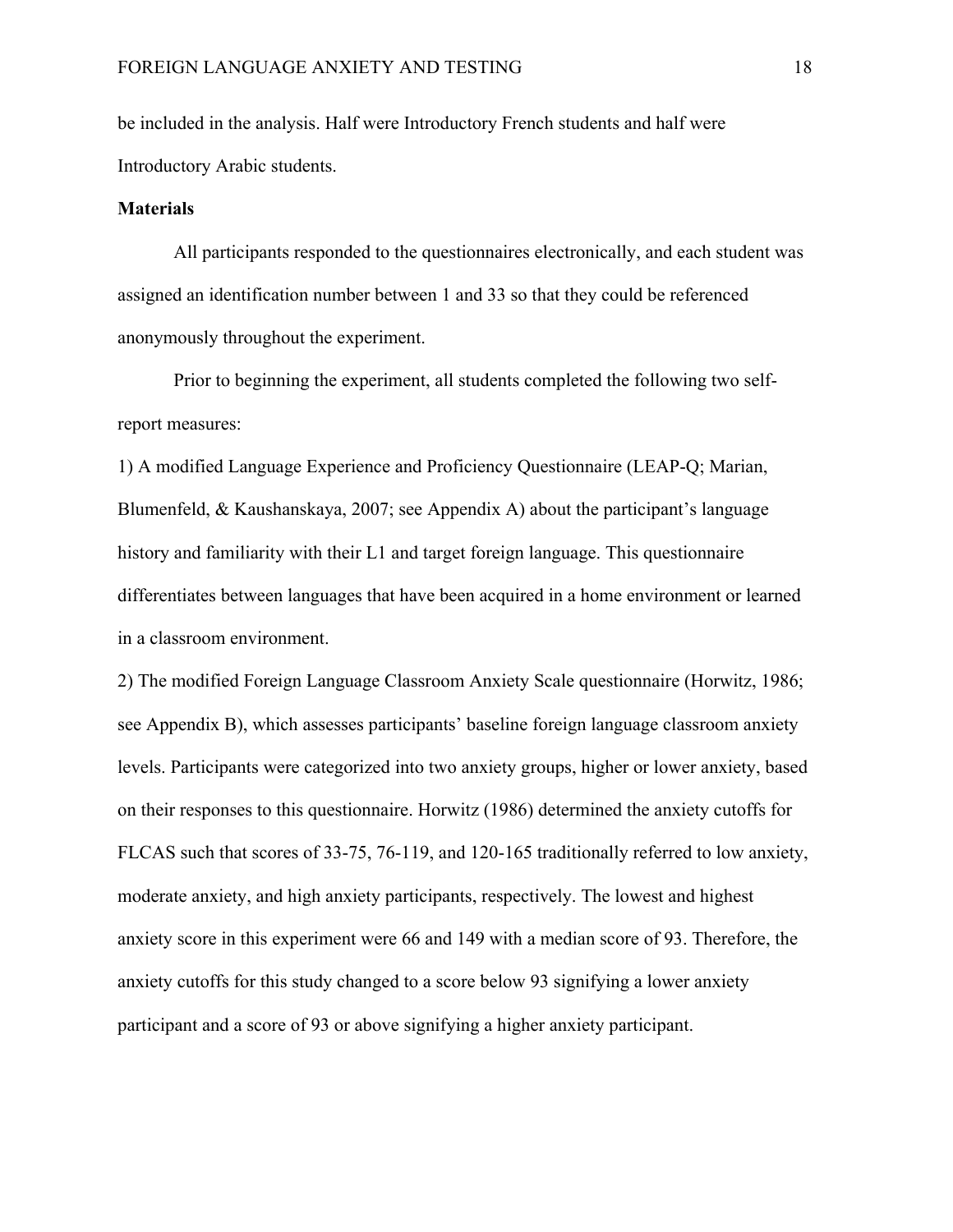be included in the analysis. Half were Introductory French students and half were Introductory Arabic students.

**Materials**

All participants responded to the questionnaires electronically, and each student was assigned an identification number between 1 and 33 so that they could be referenced anonymously throughout the experiment.

Prior to beginning the experiment, all students completed the following two self-report measures:

1) A modified Language Experience and Proficiency Questionnaire (LEAP-Q; Marian, Blumenfeld, & Kaushanskaya, 2007; see Appendix A) about the participant's language history and familiarity with their L1 and target foreign language. This questionnaire differentiates between languages that have been acquired in a home environment or learned in a classroom environment.

2) The modified Foreign Language Classroom Anxiety Scale questionnaire (Horwitz, 1986; see Appendix B), which assesses participants' baseline foreign language classroom anxiety levels. Participants were categorized into two anxiety groups, higher or lower anxiety, based on their responses to this questionnaire. Horwitz (1986) determined the anxiety cutoffs for FLCAS such that scores of 33-75, 76-119, and 120-165 traditionally referred to low anxiety, moderate anxiety, and high anxiety participants, respectively. The lowest and highest anxiety score in this experiment were 66 and 149 with a median score of 93. Therefore, the anxiety cutoffs for this study changed to a score below 93 signifying a lower anxiety participant and a score of 93 or above signifying a higher anxiety participant.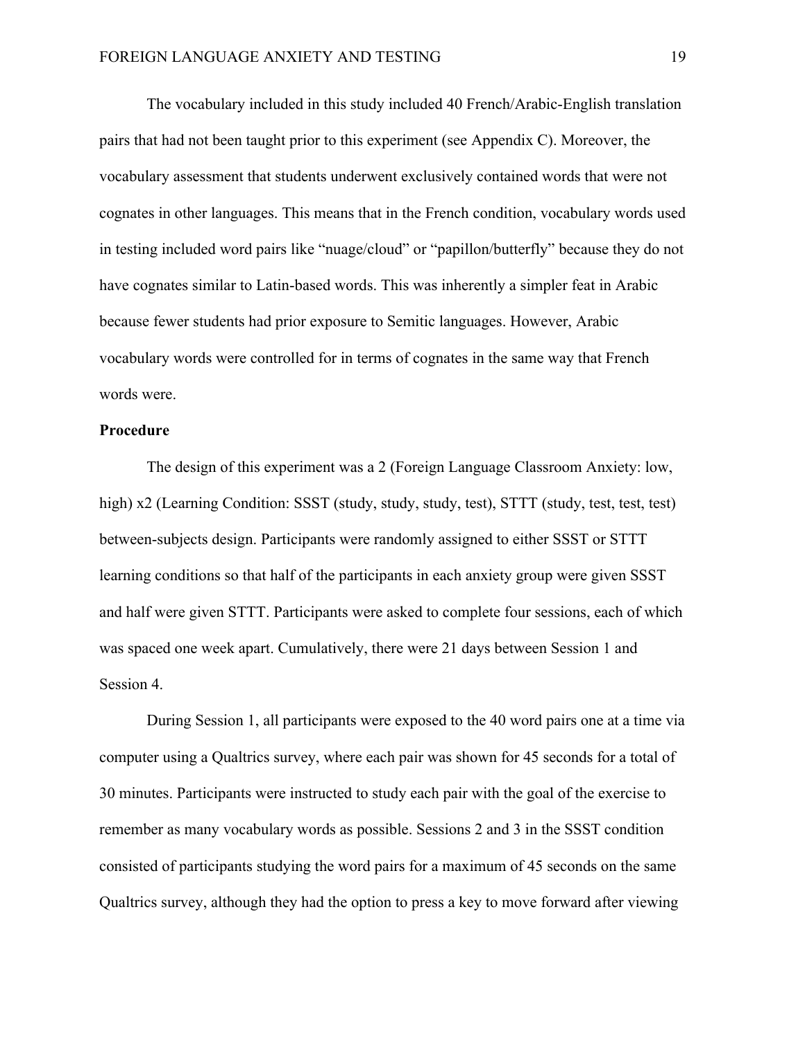The vocabulary included in this study included 40 French/Arabic-English translation pairs that had not been taught prior to this experiment (see Appendix C). Moreover, the vocabulary assessment that students underwent exclusively contained words that were not cognates in other languages. This means that in the French condition, vocabulary words used in testing included word pairs like "nuage/cloud" or "papillon/butterfly" because they do not have cognates similar to Latin-based words. This was inherently a simpler feat in Arabic because fewer students had prior exposure to Semitic languages. However, Arabic vocabulary words were controlled for in terms of cognates in the same way that French words were.

**Procedure**

The design of this experiment was a 2 (Foreign Language Classroom Anxiety: low, high) x2 (Learning Condition: SSST (study, study, study, test), STTT (study, test, test, test) between-subjects design. Participants were randomly assigned to either SSST or STTT learning conditions so that half of the participants in each anxiety group were given SSST and half were given STTT. Participants were asked to complete four sessions, each of which was spaced one week apart. Cumulatively, there were 21 days between Session 1 and Session 4.

During Session 1, all participants were exposed to the 40 word pairs one at a time via computer using a Qualtrics survey, where each pair was shown for 45 seconds for a total of 30 minutes. Participants were instructed to study each pair with the goal of the exercise to remember as many vocabulary words as possible. Sessions 2 and 3 in the SSST condition consisted of participants studying the word pairs for a maximum of 45 seconds on the same Qualtrics survey, although they had the option to press a key to move forward after viewing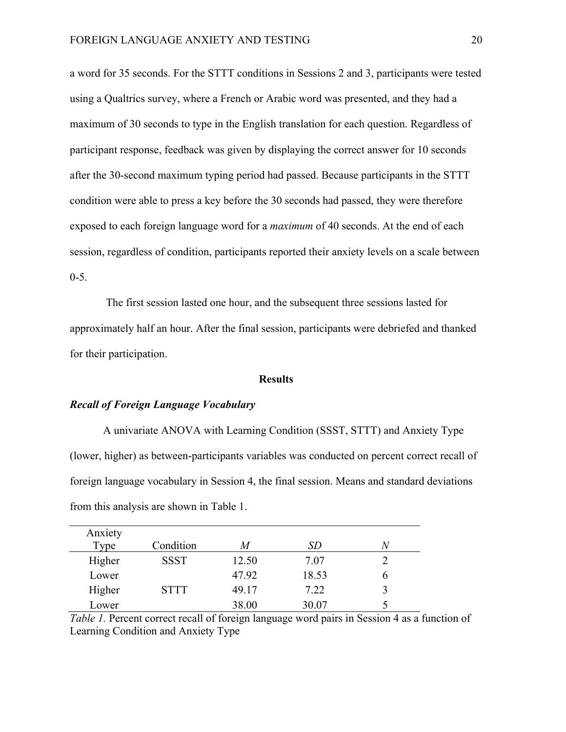a word for 35 seconds. For the STTT conditions in Sessions 2 and 3, participants were tested using a Qualtrics survey, where a French or Arabic word was presented, and they had a maximum of 30 seconds to type in the English translation for each question. Regardless of participant response, feedback was given by displaying the correct answer for 10 seconds after the 30-second maximum typing period had passed. Because participants in the STTT condition were able to press a key before the 30 seconds had passed, they were therefore exposed to each foreign language word for a *maximum* of 40 seconds. At the end of each session, regardless of condition, participants reported their anxiety levels on a scale between 0-5.

The first session lasted one hour, and the subsequent three sessions lasted for approximately half an hour. After the final session, participants were debriefed and thanked for their participation.

## Results

### *Recall of Foreign Language Vocabulary*

A univariate ANOVA with Learning Condition (SSST, STTT) and Anxiety Type (lower, higher) as between-participants variables was conducted on percent correct recall of foreign language vocabulary in Session 4, the final session. Means and standard deviations from this analysis are shown in Table 1.

| Anxiety Type | Condition | *M* | *SD* | *N* |
|---|---|---|---|---|
| Higher | SSST | 12.50 | 7.07 | 2 |
| Lower | | 47.92 | 18.53 | 6 |
| Higher | STTT | 49.17 | 7.22 | 3 |
| Lower | | 38.00 | 30.07 | 5 |

*Table 1.* Percent correct recall of foreign language word pairs in Session 4 as a function of Learning Condition and Anxiety Type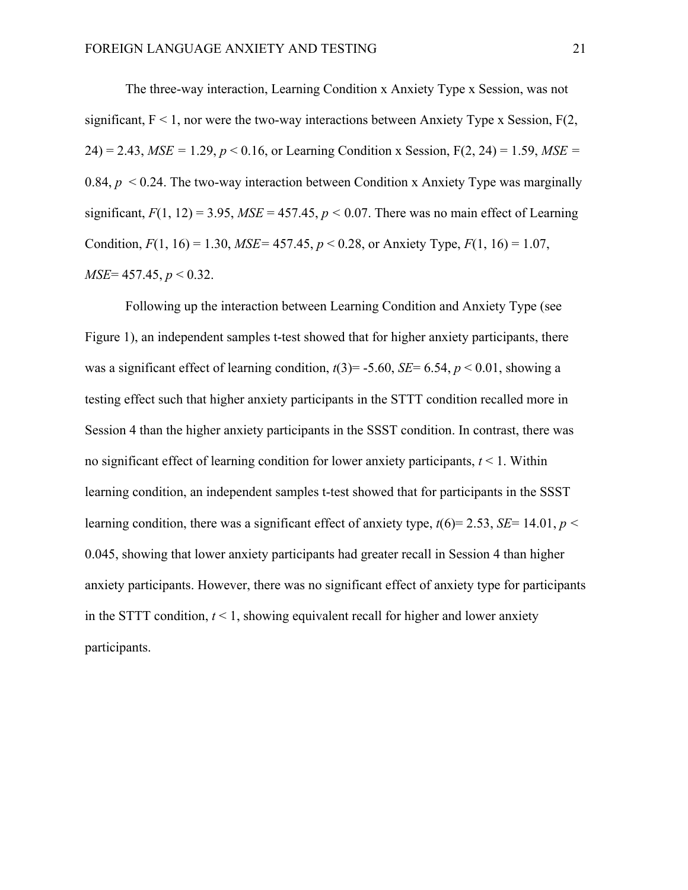The three-way interaction, Learning Condition x Anxiety Type x Session, was not significant, $F < 1$, nor were the two-way interactions between Anxiety Type x Session, $F(2, 24) = 2.43$, $MSE = 1.29$, $p < 0.16$, or Learning Condition x Session, $F(2, 24) = 1.59$, $MSE = 0.84$, $p < 0.24$. The two-way interaction between Condition x Anxiety Type was marginally significant, $F(1, 12) = 3.95$, $MSE = 457.45$, $p < 0.07$. There was no main effect of Learning Condition, $F(1, 16) = 1.30$, $MSE = 457.45$, $p < 0.28$, or Anxiety Type, $F(1, 16) = 1.07$, $MSE = 457.45$, $p < 0.32$.

Following up the interaction between Learning Condition and Anxiety Type (see Figure 1), an independent samples t-test showed that for higher anxiety participants, there was a significant effect of learning condition, $t(3) = -5.60$, $SE = 6.54$, $p < 0.01$, showing a testing effect such that higher anxiety participants in the STTT condition recalled more in Session 4 than the higher anxiety participants in the SSST condition. In contrast, there was no significant effect of learning condition for lower anxiety participants, $t < 1$. Within learning condition, an independent samples t-test showed that for participants in the SSST learning condition, there was a significant effect of anxiety type, $t(6) = 2.53$, $SE = 14.01$, $p < 0.045$, showing that lower anxiety participants had greater recall in Session 4 than higher anxiety participants. However, there was no significant effect of anxiety type for participants in the STTT condition, $t < 1$, showing equivalent recall for higher and lower anxiety participants.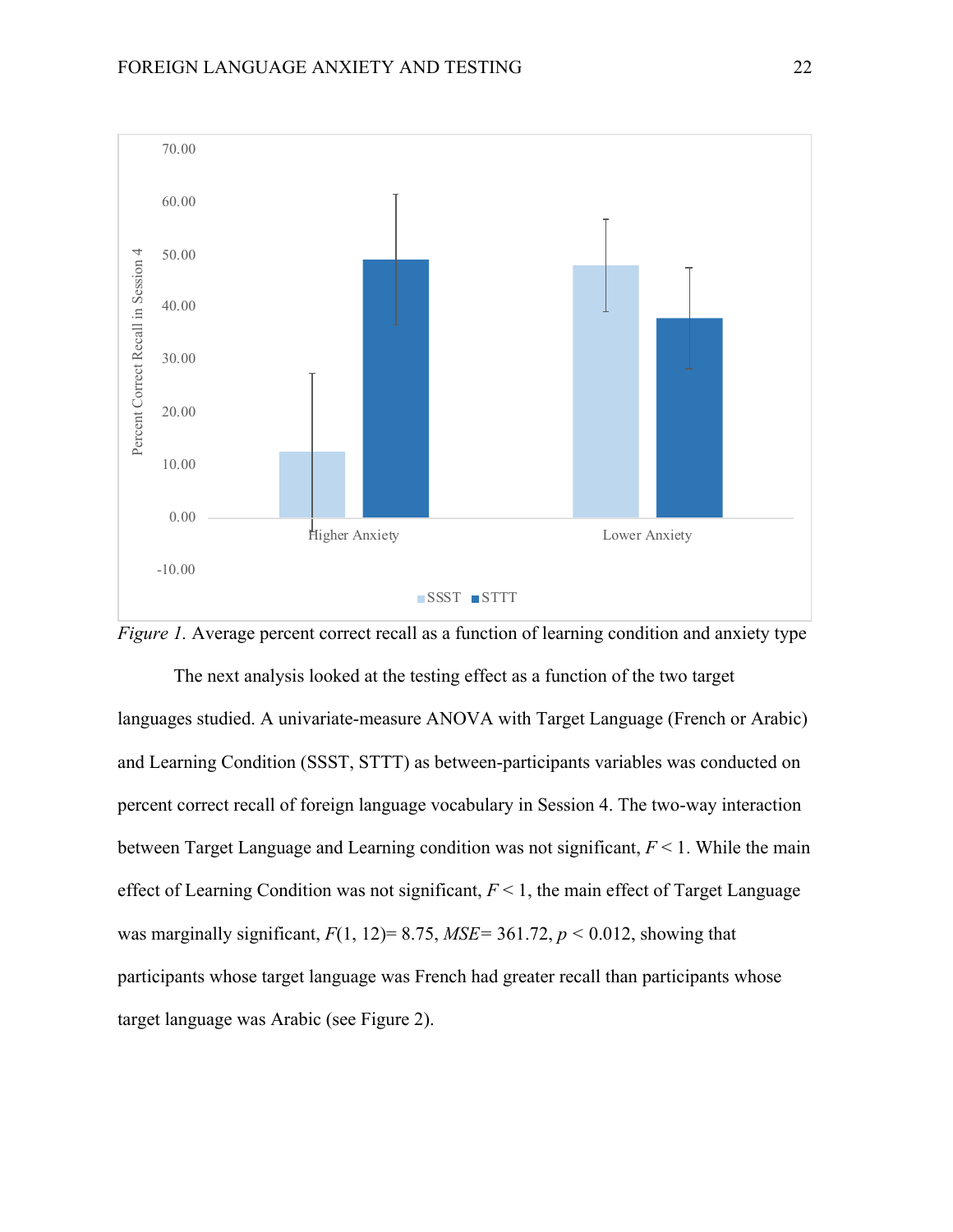*Figure 1.* Average percent correct recall as a function of learning condition and anxiety type

The next analysis looked at the testing effect as a function of the two target languages studied. A univariate-measure ANOVA with Target Language (French or Arabic) and Learning Condition (SSST, STTT) as between-participants variables was conducted on percent correct recall of foreign language vocabulary in Session 4. The two-way interaction between Target Language and Learning condition was not significant, $F < 1$. While the main effect of Learning Condition was not significant, $F < 1$, the main effect of Target Language was marginally significant, $F(1, 12) = 8.75$, $MSE = 361.72$, $p < 0.012$, showing that participants whose target language was French had greater recall than participants whose target language was Arabic (see Figure 2).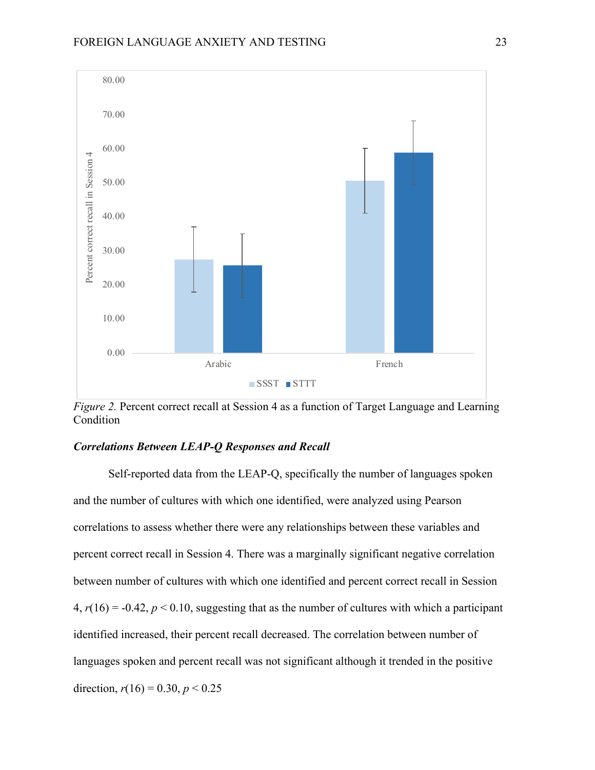*Figure 2.* Percent correct recall at Session 4 as a function of Target Language and Learning Condition

### *Correlations Between LEAP-Q Responses and Recall*

Self-reported data from the LEAP-Q, specifically the number of languages spoken and the number of cultures with which one identified, were analyzed using Pearson correlations to assess whether there were any relationships between these variables and percent correct recall in Session 4. There was a marginally significant negative correlation between number of cultures with which one identified and percent correct recall in Session 4, $r(16) = -0.42$, $p < 0.10$, suggesting that as the number of cultures with which a participant identified increased, their percent recall decreased. The correlation between number of languages spoken and percent recall was not significant although it trended in the positive direction, $r(16) = 0.30$, $p < 0.25$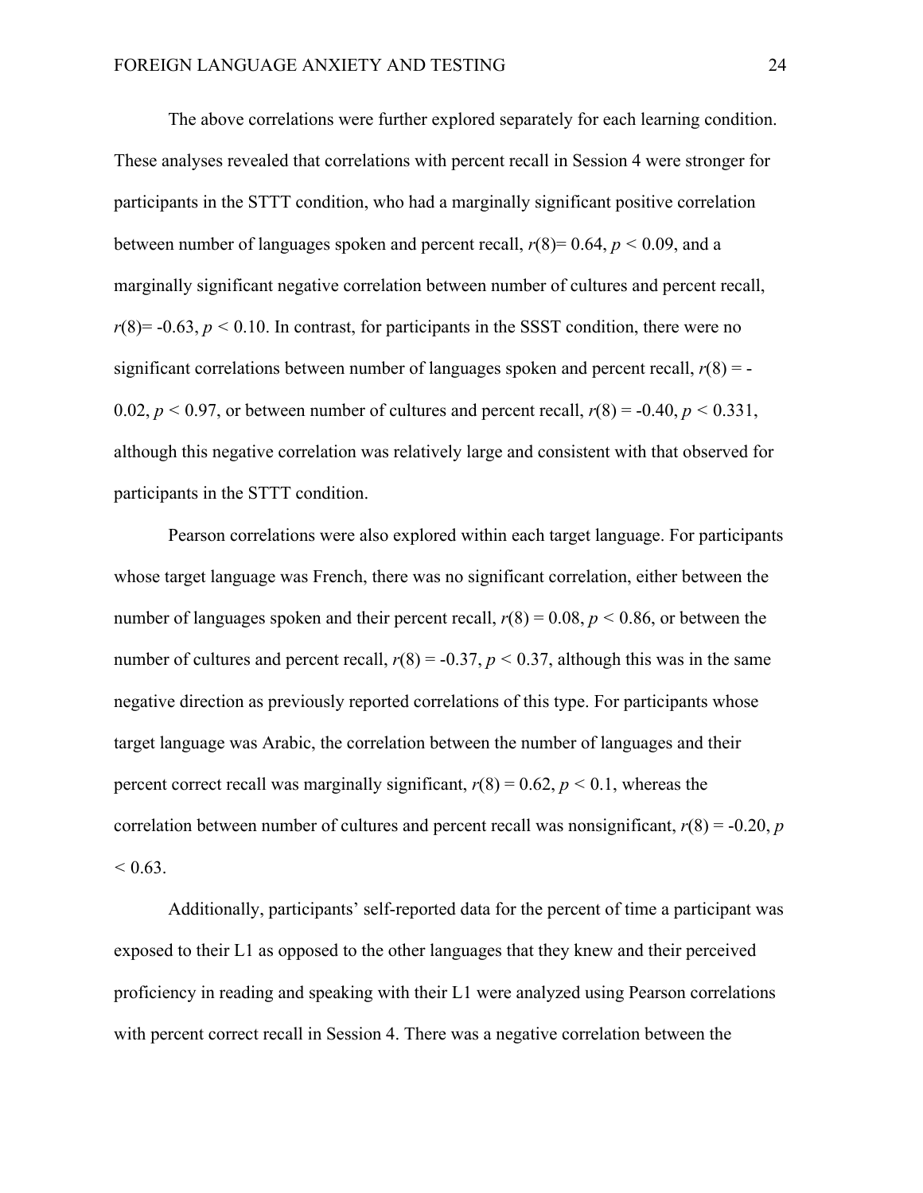The above correlations were further explored separately for each learning condition. These analyses revealed that correlations with percent recall in Session 4 were stronger for participants in the STTT condition, who had a marginally significant positive correlation between number of languages spoken and percent recall, $r(8) = 0.64$, $p < 0.09$, and a marginally significant negative correlation between number of cultures and percent recall, $r(8) = -0.63$, $p < 0.10$. In contrast, for participants in the SSST condition, there were no significant correlations between number of languages spoken and percent recall, $r(8) = -0.02$, $p < 0.97$, or between number of cultures and percent recall, $r(8) = -0.40$, $p < 0.331$, although this negative correlation was relatively large and consistent with that observed for participants in the STTT condition.

Pearson correlations were also explored within each target language. For participants whose target language was French, there was no significant correlation, either between the number of languages spoken and their percent recall, $r(8) = 0.08$, $p < 0.86$, or between the number of cultures and percent recall, $r(8) = -0.37$, $p < 0.37$, although this was in the same negative direction as previously reported correlations of this type. For participants whose target language was Arabic, the correlation between the number of languages and their percent correct recall was marginally significant, $r(8) = 0.62$, $p < 0.1$, whereas the correlation between number of cultures and percent recall was nonsignificant, $r(8) = -0.20$, $p < 0.63$.

Additionally, participants' self-reported data for the percent of time a participant was exposed to their L1 as opposed to the other languages that they knew and their perceived proficiency in reading and speaking with their L1 were analyzed using Pearson correlations with percent correct recall in Session 4. There was a negative correlation between the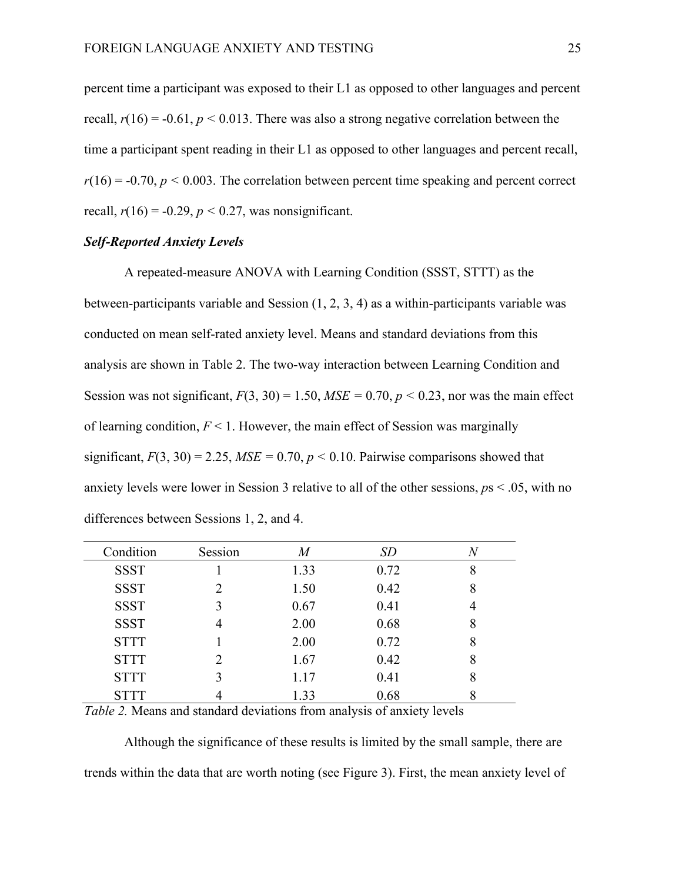percent time a participant was exposed to their L1 as opposed to other languages and percent recall, $r(16) = -0.61$, $p < 0.013$. There was also a strong negative correlation between the time a participant spent reading in their L1 as opposed to other languages and percent recall, $r(16) = -0.70$, $p < 0.003$. The correlation between percent time speaking and percent correct recall, $r(16) = -0.29$, $p < 0.27$, was nonsignificant.

### *Self-Reported Anxiety Levels*

A repeated-measure ANOVA with Learning Condition (SSST, STTT) as the between-participants variable and Session (1, 2, 3, 4) as a within-participants variable was conducted on mean self-rated anxiety level. Means and standard deviations from this analysis are shown in Table 2. The two-way interaction between Learning Condition and Session was not significant, $F(3, 30) = 1.50$, $MSE = 0.70$, $p < 0.23$, nor was the main effect of learning condition, $F < 1$. However, the main effect of Session was marginally significant, $F(3, 30) = 2.25$, $MSE = 0.70$, $p < 0.10$. Pairwise comparisons showed that anxiety levels were lower in Session 3 relative to all of the other sessions, $p$s < .05, with no differences between Sessions 1, 2, and 4.

| Condition | Session | *M* | *SD* | *N* |
|---|---|---|---|---|
| SSST | 1 | 1.33 | 0.72 | 8 |
| SSST | 2 | 1.50 | 0.42 | 8 |
| SSST | 3 | 0.67 | 0.41 | 4 |
| SSST | 4 | 2.00 | 0.68 | 8 |
| STTT | 1 | 2.00 | 0.72 | 8 |
| STTT | 2 | 1.67 | 0.42 | 8 |
| STTT | 3 | 1.17 | 0.41 | 8 |
| STTT | 4 | 1.33 | 0.68 | 8 |

*Table 2.* Means and standard deviations from analysis of anxiety levels

Although the significance of these results is limited by the small sample, there are trends within the data that are worth noting (see Figure 3). First, the mean anxiety level of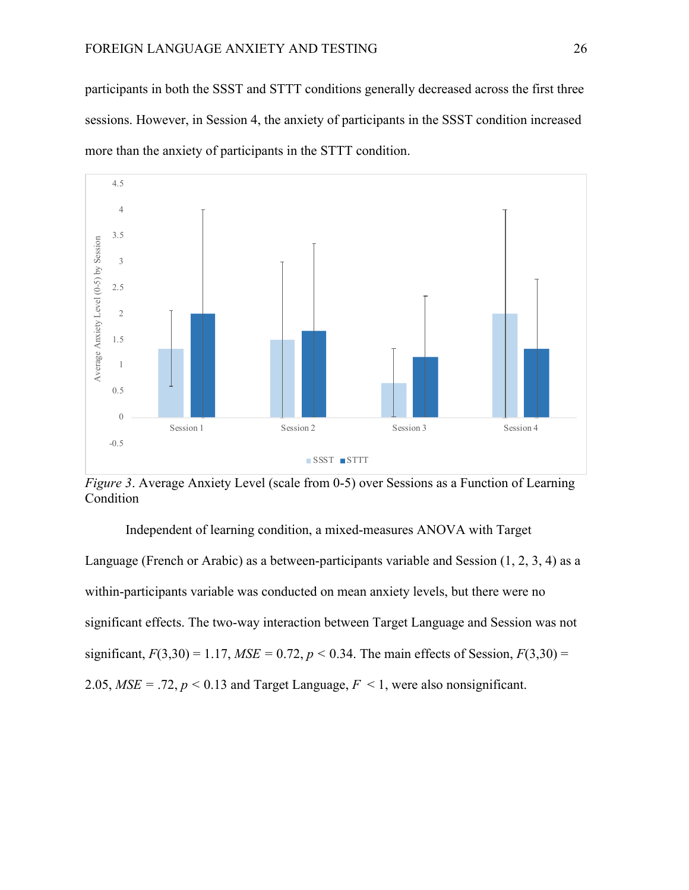participants in both the SSST and STTT conditions generally decreased across the first three sessions. However, in Session 4, the anxiety of participants in the SSST condition increased more than the anxiety of participants in the STTT condition.

*Figure 3*. Average Anxiety Level (scale from 0-5) over Sessions as a Function of Learning Condition

Independent of learning condition, a mixed-measures ANOVA with Target Language (French or Arabic) as a between-participants variable and Session (1, 2, 3, 4) as a within-participants variable was conducted on mean anxiety levels, but there were no significant effects. The two-way interaction between Target Language and Session was not significant, $F(3,30) = 1.17$, $MSE = 0.72$, $p < 0.34$. The main effects of Session, $F(3,30) = 2.05$, $MSE = .72$, $p < 0.13$ and Target Language, $F < 1$, were also nonsignificant.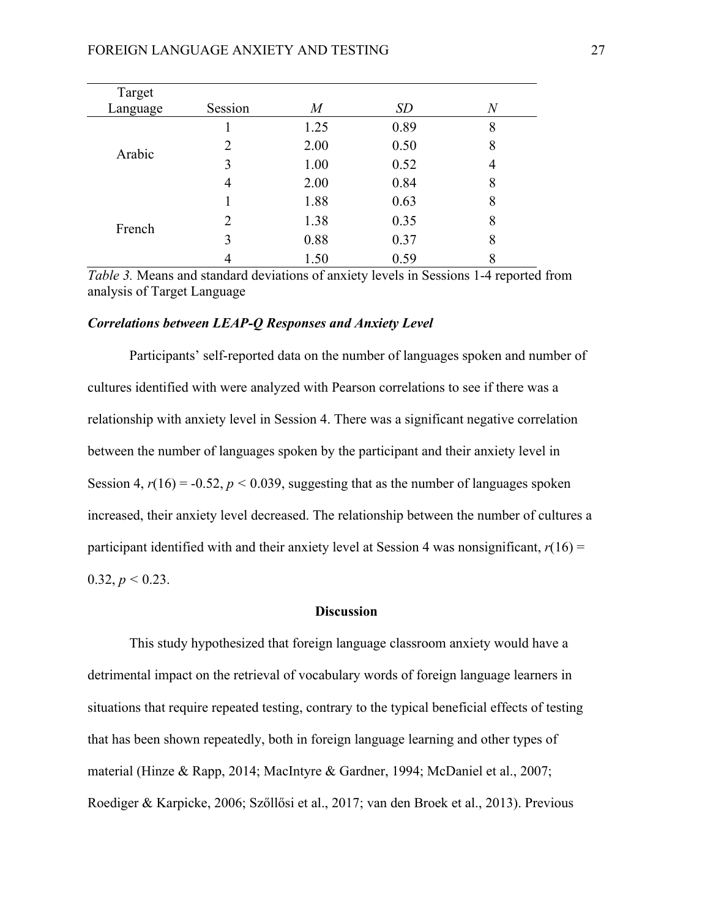| Target Language | Session | *M* | *SD* | *N* |
|---|---|---|---|---|
| Arabic | 1 | 1.25 | 0.89 | 8 |
| | 2 | 2.00 | 0.50 | 8 |
| | 3 | 1.00 | 0.52 | 4 |
| | 4 | 2.00 | 0.84 | 8 |
| French | 1 | 1.88 | 0.63 | 8 |
| | 2 | 1.38 | 0.35 | 8 |
| | 3 | 0.88 | 0.37 | 8 |
| | 4 | 1.50 | 0.59 | 8 |

*Table 3.* Means and standard deviations of anxiety levels in Sessions 1-4 reported from analysis of Target Language

### *Correlations between LEAP-Q Responses and Anxiety Level*

Participants' self-reported data on the number of languages spoken and number of cultures identified with were analyzed with Pearson correlations to see if there was a relationship with anxiety level in Session 4. There was a significant negative correlation between the number of languages spoken by the participant and their anxiety level in Session 4, $r(16) = -0.52$, $p < 0.039$, suggesting that as the number of languages spoken increased, their anxiety level decreased. The relationship between the number of cultures a participant identified with and their anxiety level at Session 4 was nonsignificant, $r(16) = 0.32$, $p < 0.23$.

## Discussion

This study hypothesized that foreign language classroom anxiety would have a detrimental impact on the retrieval of vocabulary words of foreign language learners in situations that require repeated testing, contrary to the typical beneficial effects of testing that has been shown repeatedly, both in foreign language learning and other types of material (Hinze & Rapp, 2014; MacIntyre & Gardner, 1994; McDaniel et al., 2007; Roediger & Karpicke, 2006; Szőllősi et al., 2017; van den Broek et al., 2013). Previous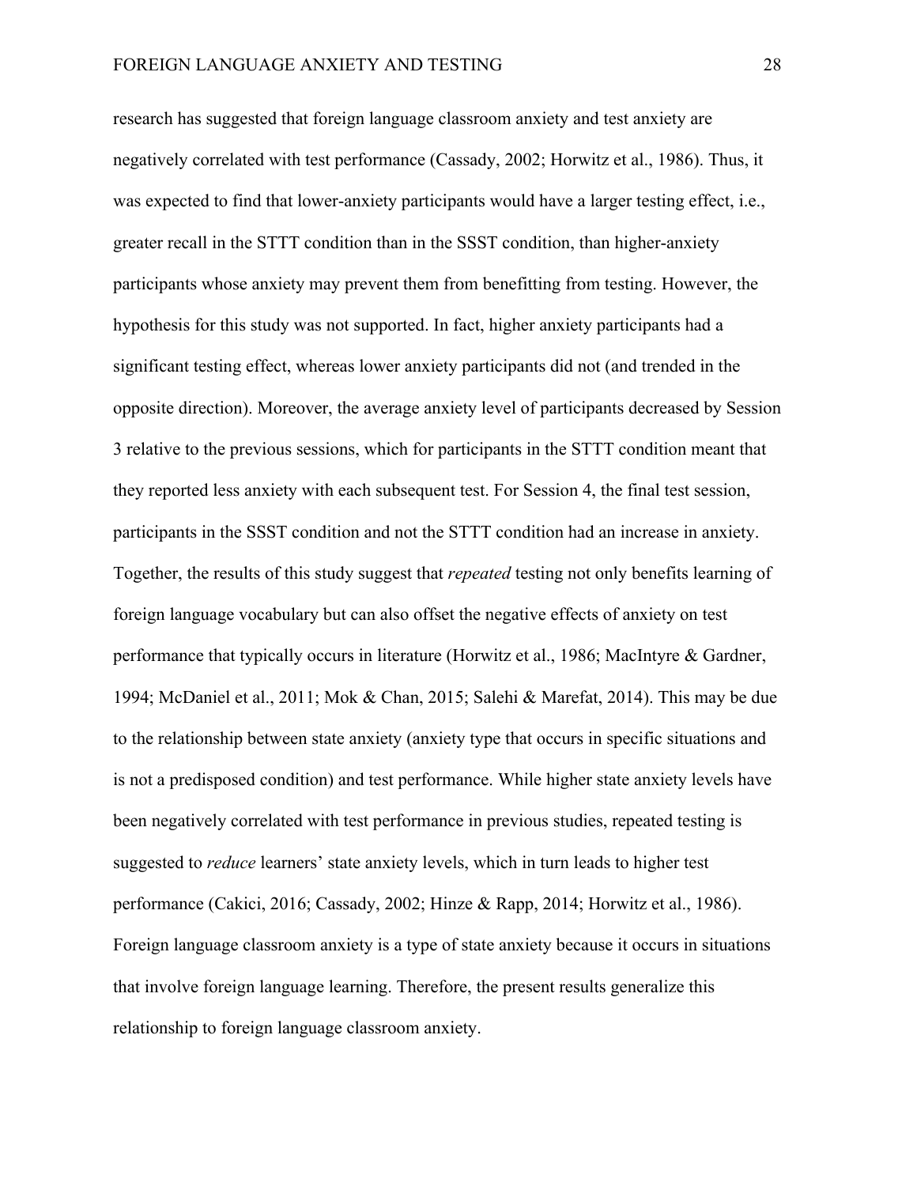research has suggested that foreign language classroom anxiety and test anxiety are negatively correlated with test performance (Cassady, 2002; Horwitz et al., 1986). Thus, it was expected to find that lower-anxiety participants would have a larger testing effect, i.e., greater recall in the STTT condition than in the SSST condition, than higher-anxiety participants whose anxiety may prevent them from benefitting from testing. However, the hypothesis for this study was not supported. In fact, higher anxiety participants had a significant testing effect, whereas lower anxiety participants did not (and trended in the opposite direction). Moreover, the average anxiety level of participants decreased by Session 3 relative to the previous sessions, which for participants in the STTT condition meant that they reported less anxiety with each subsequent test. For Session 4, the final test session, participants in the SSST condition and not the STTT condition had an increase in anxiety. Together, the results of this study suggest that *repeated* testing not only benefits learning of foreign language vocabulary but can also offset the negative effects of anxiety on test performance that typically occurs in literature (Horwitz et al., 1986; MacIntyre & Gardner, 1994; McDaniel et al., 2011; Mok & Chan, 2015; Salehi & Marefat, 2014). This may be due to the relationship between state anxiety (anxiety type that occurs in specific situations and is not a predisposed condition) and test performance. While higher state anxiety levels have been negatively correlated with test performance in previous studies, repeated testing is suggested to *reduce* learners' state anxiety levels, which in turn leads to higher test performance (Cakici, 2016; Cassady, 2002; Hinze & Rapp, 2014; Horwitz et al., 1986). Foreign language classroom anxiety is a type of state anxiety because it occurs in situations that involve foreign language learning. Therefore, the present results generalize this relationship to foreign language classroom anxiety.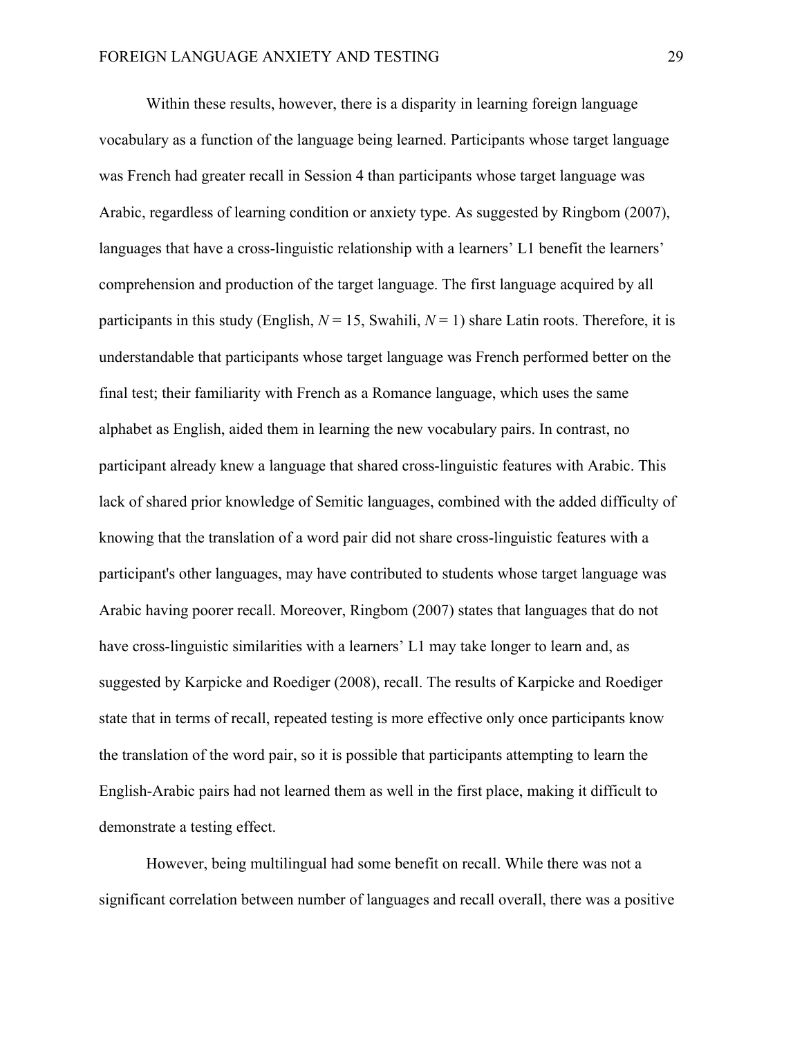Within these results, however, there is a disparity in learning foreign language vocabulary as a function of the language being learned. Participants whose target language was French had greater recall in Session 4 than participants whose target language was Arabic, regardless of learning condition or anxiety type. As suggested by Ringbom (2007), languages that have a cross-linguistic relationship with a learners' L1 benefit the learners' comprehension and production of the target language. The first language acquired by all participants in this study (English, $N = 15$, Swahili, $N = 1$) share Latin roots. Therefore, it is understandable that participants whose target language was French performed better on the final test; their familiarity with French as a Romance language, which uses the same alphabet as English, aided them in learning the new vocabulary pairs. In contrast, no participant already knew a language that shared cross-linguistic features with Arabic. This lack of shared prior knowledge of Semitic languages, combined with the added difficulty of knowing that the translation of a word pair did not share cross-linguistic features with a participant's other languages, may have contributed to students whose target language was Arabic having poorer recall. Moreover, Ringbom (2007) states that languages that do not have cross-linguistic similarities with a learners' L1 may take longer to learn and, as suggested by Karpicke and Roediger (2008), recall. The results of Karpicke and Roediger state that in terms of recall, repeated testing is more effective only once participants know the translation of the word pair, so it is possible that participants attempting to learn the English-Arabic pairs had not learned them as well in the first place, making it difficult to demonstrate a testing effect.

However, being multilingual had some benefit on recall. While there was not a significant correlation between number of languages and recall overall, there was a positive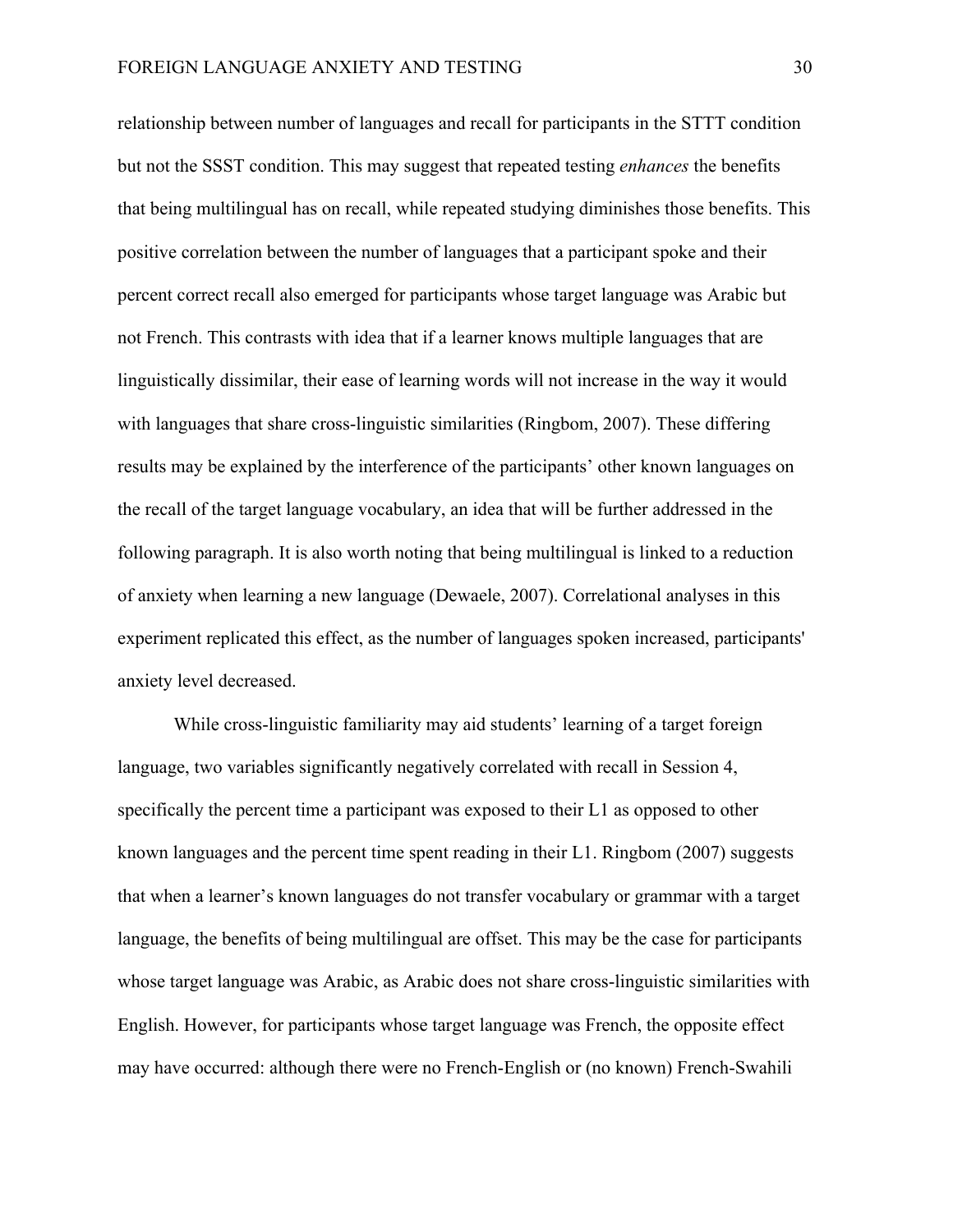relationship between number of languages and recall for participants in the STTT condition but not the SSST condition. This may suggest that repeated testing *enhances* the benefits that being multilingual has on recall, while repeated studying diminishes those benefits. This positive correlation between the number of languages that a participant spoke and their percent correct recall also emerged for participants whose target language was Arabic but not French. This contrasts with idea that if a learner knows multiple languages that are linguistically dissimilar, their ease of learning words will not increase in the way it would with languages that share cross-linguistic similarities (Ringbom, 2007). These differing results may be explained by the interference of the participants' other known languages on the recall of the target language vocabulary, an idea that will be further addressed in the following paragraph. It is also worth noting that being multilingual is linked to a reduction of anxiety when learning a new language (Dewaele, 2007). Correlational analyses in this experiment replicated this effect, as the number of languages spoken increased, participants' anxiety level decreased.

While cross-linguistic familiarity may aid students' learning of a target foreign language, two variables significantly negatively correlated with recall in Session 4, specifically the percent time a participant was exposed to their L1 as opposed to other known languages and the percent time spent reading in their L1. Ringbom (2007) suggests that when a learner's known languages do not transfer vocabulary or grammar with a target language, the benefits of being multilingual are offset. This may be the case for participants whose target language was Arabic, as Arabic does not share cross-linguistic similarities with English. However, for participants whose target language was French, the opposite effect may have occurred: although there were no French-English or (no known) French-Swahili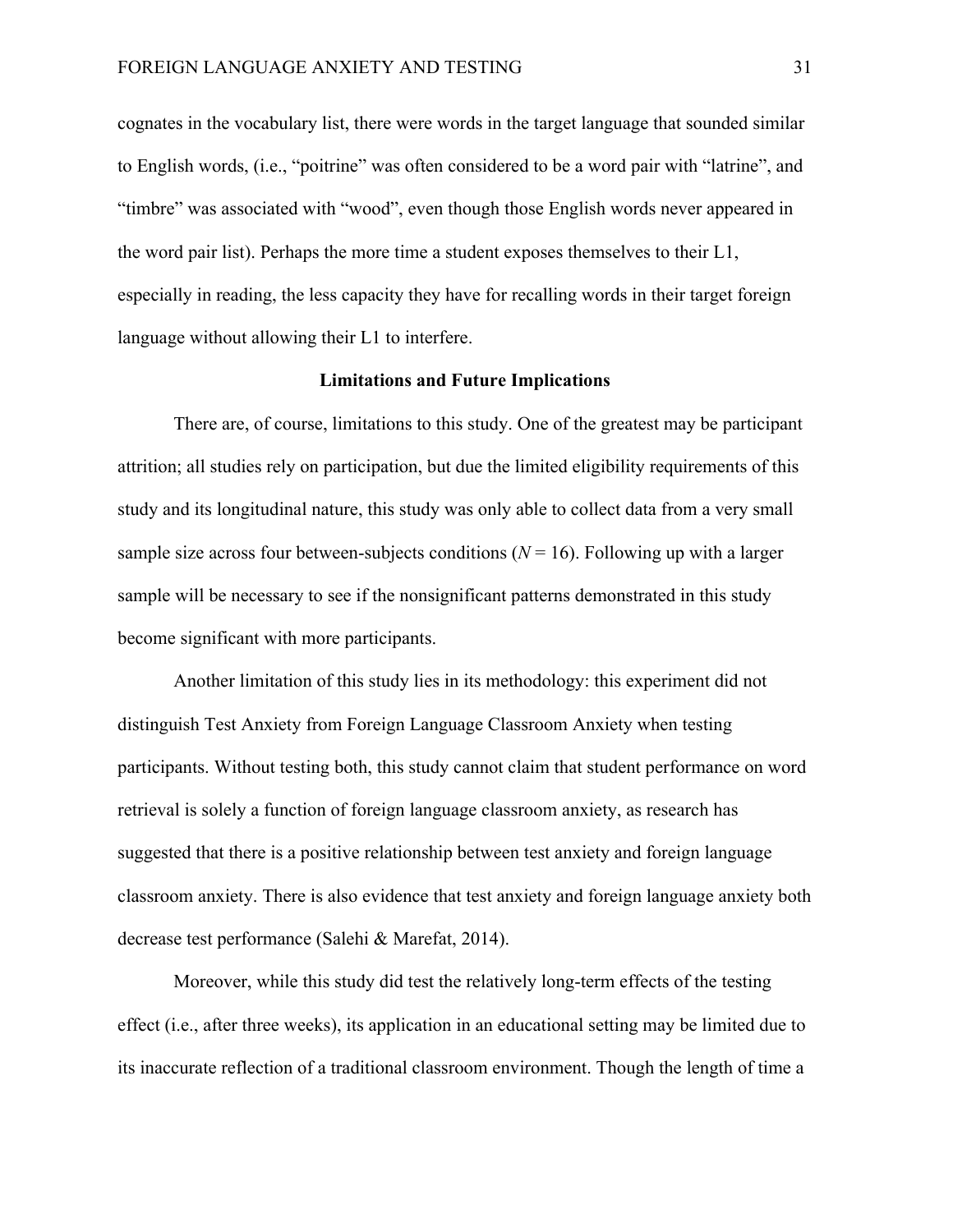cognates in the vocabulary list, there were words in the target language that sounded similar to English words, (i.e., “poitrine” was often considered to be a word pair with “latrine”, and “timbre” was associated with “wood”, even though those English words never appeared in the word pair list). Perhaps the more time a student exposes themselves to their L1, especially in reading, the less capacity they have for recalling words in their target foreign language without allowing their L1 to interfere.

## Limitations and Future Implications

There are, of course, limitations to this study. One of the greatest may be participant attrition; all studies rely on participation, but due the limited eligibility requirements of this study and its longitudinal nature, this study was only able to collect data from a very small sample size across four between-subjects conditions ($N = 16$). Following up with a larger sample will be necessary to see if the nonsignificant patterns demonstrated in this study become significant with more participants.

Another limitation of this study lies in its methodology: this experiment did not distinguish Test Anxiety from Foreign Language Classroom Anxiety when testing participants. Without testing both, this study cannot claim that student performance on word retrieval is solely a function of foreign language classroom anxiety, as research has suggested that there is a positive relationship between test anxiety and foreign language classroom anxiety. There is also evidence that test anxiety and foreign language anxiety both decrease test performance (Salehi & Marefat, 2014).

Moreover, while this study did test the relatively long-term effects of the testing effect (i.e., after three weeks), its application in an educational setting may be limited due to its inaccurate reflection of a traditional classroom environment. Though the length of time a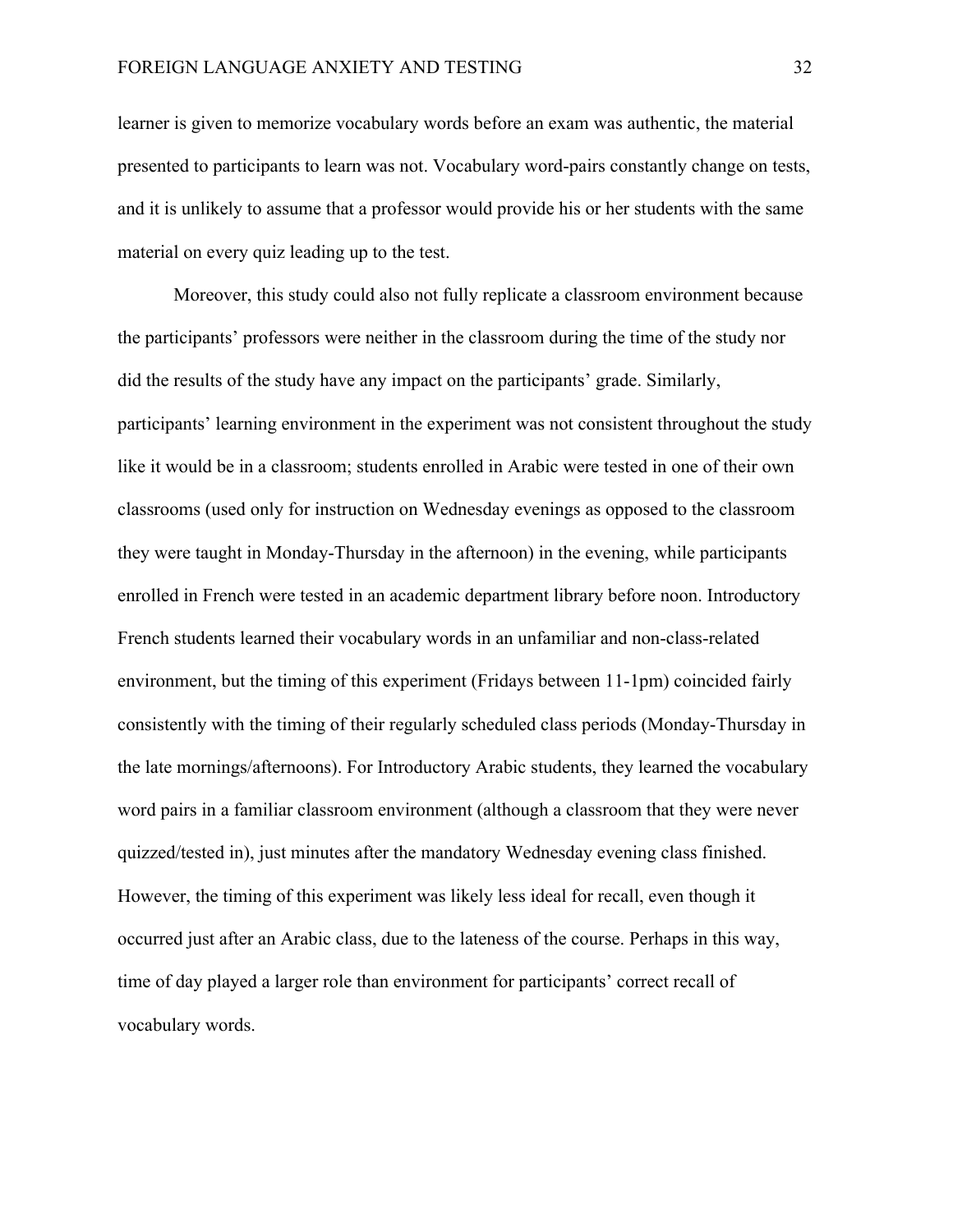learner is given to memorize vocabulary words before an exam was authentic, the material presented to participants to learn was not. Vocabulary word-pairs constantly change on tests, and it is unlikely to assume that a professor would provide his or her students with the same material on every quiz leading up to the test.

Moreover, this study could also not fully replicate a classroom environment because the participants' professors were neither in the classroom during the time of the study nor did the results of the study have any impact on the participants' grade. Similarly, participants' learning environment in the experiment was not consistent throughout the study like it would be in a classroom; students enrolled in Arabic were tested in one of their own classrooms (used only for instruction on Wednesday evenings as opposed to the classroom they were taught in Monday-Thursday in the afternoon) in the evening, while participants enrolled in French were tested in an academic department library before noon. Introductory French students learned their vocabulary words in an unfamiliar and non-class-related environment, but the timing of this experiment (Fridays between 11-1pm) coincided fairly consistently with the timing of their regularly scheduled class periods (Monday-Thursday in the late mornings/afternoons). For Introductory Arabic students, they learned the vocabulary word pairs in a familiar classroom environment (although a classroom that they were never quizzed/tested in), just minutes after the mandatory Wednesday evening class finished. However, the timing of this experiment was likely less ideal for recall, even though it occurred just after an Arabic class, due to the lateness of the course. Perhaps in this way, time of day played a larger role than environment for participants' correct recall of vocabulary words.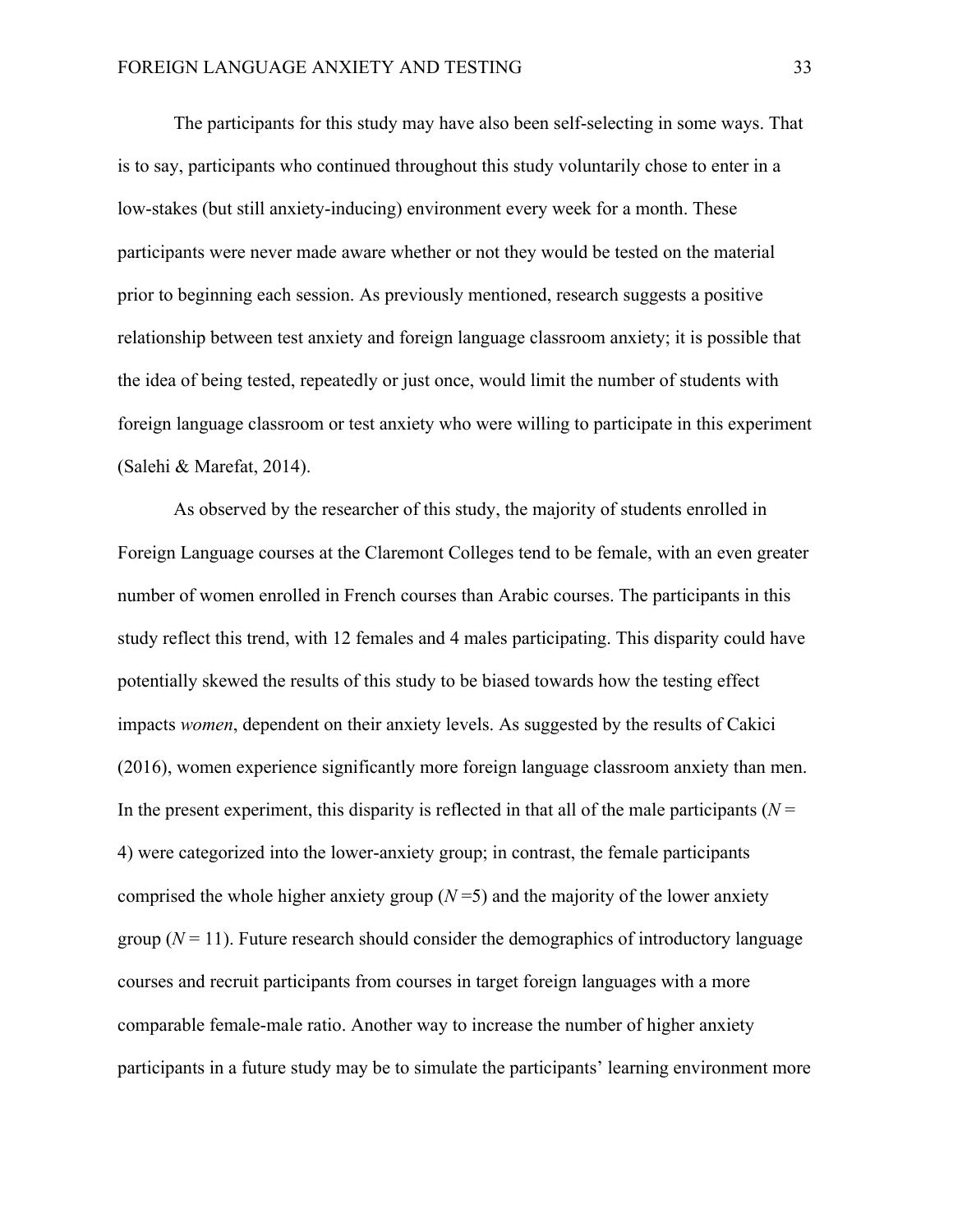The participants for this study may have also been self-selecting in some ways. That is to say, participants who continued throughout this study voluntarily chose to enter in a low-stakes (but still anxiety-inducing) environment every week for a month. These participants were never made aware whether or not they would be tested on the material prior to beginning each session. As previously mentioned, research suggests a positive relationship between test anxiety and foreign language classroom anxiety; it is possible that the idea of being tested, repeatedly or just once, would limit the number of students with foreign language classroom or test anxiety who were willing to participate in this experiment (Salehi & Marefat, 2014).

As observed by the researcher of this study, the majority of students enrolled in Foreign Language courses at the Claremont Colleges tend to be female, with an even greater number of women enrolled in French courses than Arabic courses. The participants in this study reflect this trend, with 12 females and 4 males participating. This disparity could have potentially skewed the results of this study to be biased towards how the testing effect impacts *women*, dependent on their anxiety levels. As suggested by the results of Cakici (2016), women experience significantly more foreign language classroom anxiety than men. In the present experiment, this disparity is reflected in that all of the male participants ($N$ = 4) were categorized into the lower-anxiety group; in contrast, the female participants comprised the whole higher anxiety group ($N$ =5) and the majority of the lower anxiety group ($N$ = 11). Future research should consider the demographics of introductory language courses and recruit participants from courses in target foreign languages with a more comparable female-male ratio. Another way to increase the number of higher anxiety participants in a future study may be to simulate the participants' learning environment more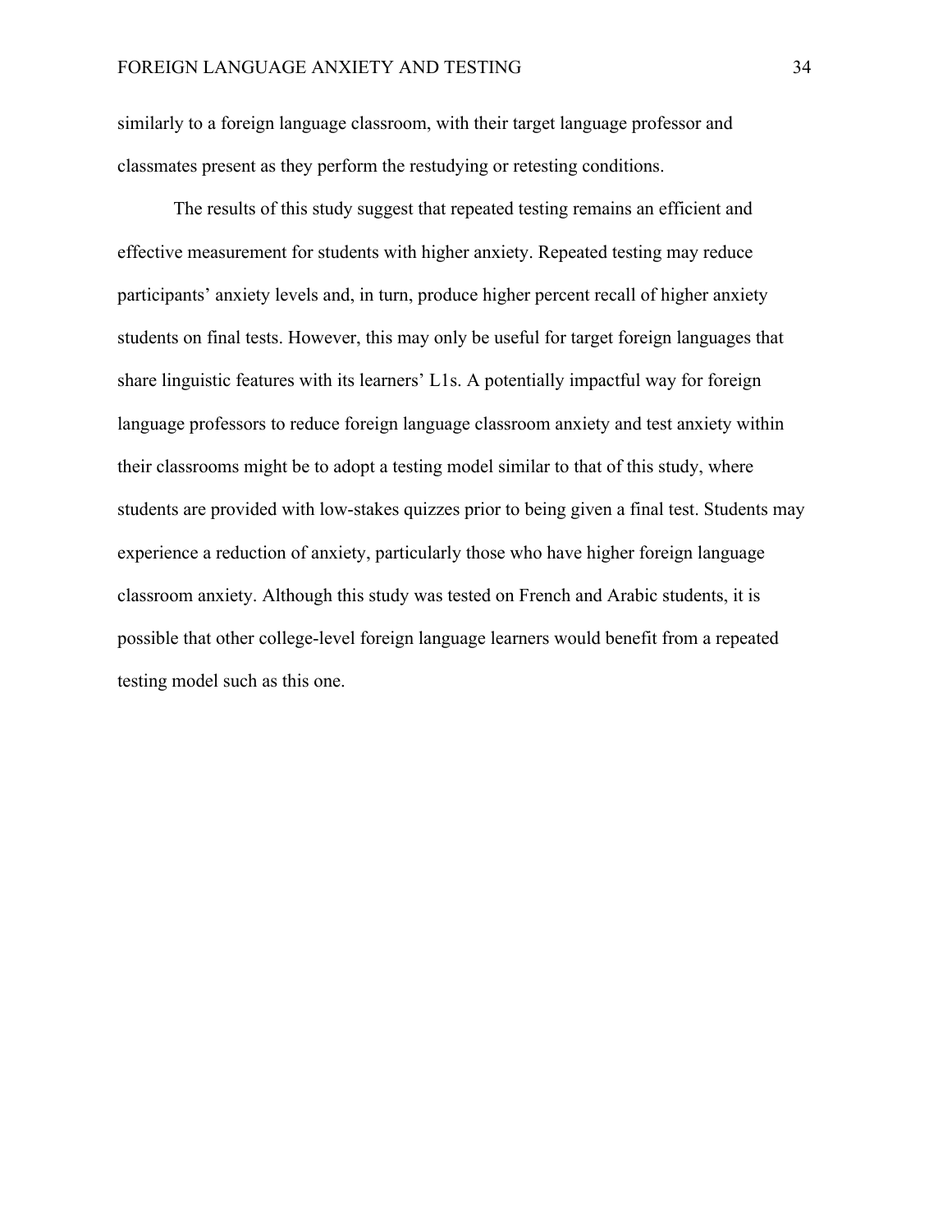similarly to a foreign language classroom, with their target language professor and classmates present as they perform the restudying or retesting conditions.

The results of this study suggest that repeated testing remains an efficient and effective measurement for students with higher anxiety. Repeated testing may reduce participants' anxiety levels and, in turn, produce higher percent recall of higher anxiety students on final tests. However, this may only be useful for target foreign languages that share linguistic features with its learners' L1s. A potentially impactful way for foreign language professors to reduce foreign language classroom anxiety and test anxiety within their classrooms might be to adopt a testing model similar to that of this study, where students are provided with low-stakes quizzes prior to being given a final test. Students may experience a reduction of anxiety, particularly those who have higher foreign language classroom anxiety. Although this study was tested on French and Arabic students, it is possible that other college-level foreign language learners would benefit from a repeated testing model such as this one.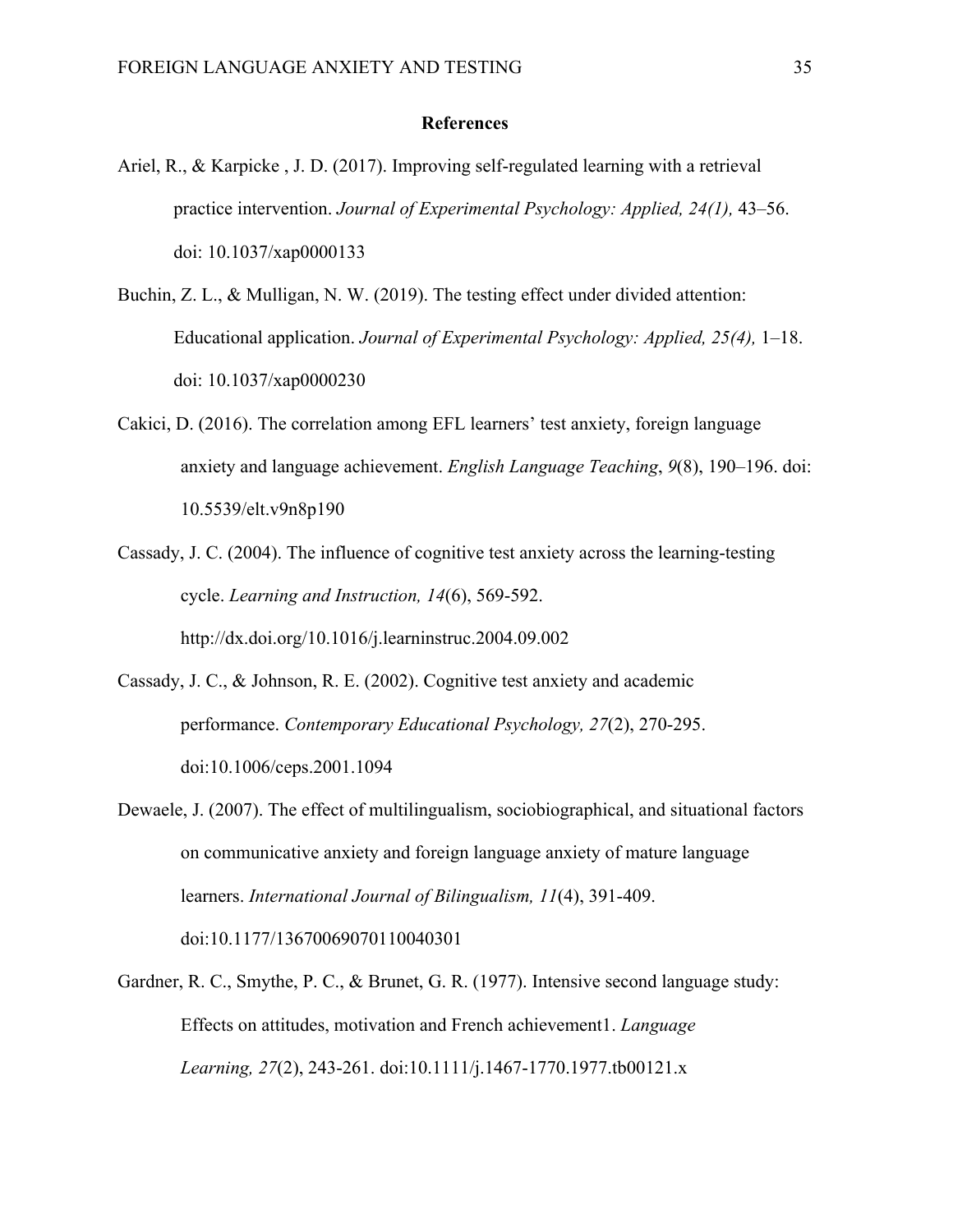## References

Ariel, R., & Karpicke , J. D. (2017). Improving self-regulated learning with a retrieval practice intervention. *Journal of Experimental Psychology: Applied, 24(1),* 43–56. doi: 10.1037/xap0000133

Buchin, Z. L., & Mulligan, N. W. (2019). The testing effect under divided attention: Educational application. *Journal of Experimental Psychology: Applied, 25(4),* 1–18. doi: 10.1037/xap0000230

Cakici, D. (2016). The correlation among EFL learners' test anxiety, foreign language anxiety and language achievement. *English Language Teaching*, *9*(8), 190–196. doi: 10.5539/elt.v9n8p190

Cassady, J. C. (2004). The influence of cognitive test anxiety across the learning-testing cycle. *Learning and Instruction, 14*(6), 569-592. http://dx.doi.org/10.1016/j.learninstruc.2004.09.002

Cassady, J. C., & Johnson, R. E. (2002). Cognitive test anxiety and academic performance. *Contemporary Educational Psychology, 27*(2), 270-295. doi:10.1006/ceps.2001.1094

Dewaele, J. (2007). The effect of multilingualism, sociobiographical, and situational factors on communicative anxiety and foreign language anxiety of mature language learners. *International Journal of Bilingualism, 11*(4), 391-409. doi:10.1177/13670069070110040301

Gardner, R. C., Smythe, P. C., & Brunet, G. R. (1977). Intensive second language study: Effects on attitudes, motivation and French achievement1. *Language Learning, 27*(2), 243-261. doi:10.1111/j.1467-1770.1977.tb00121.x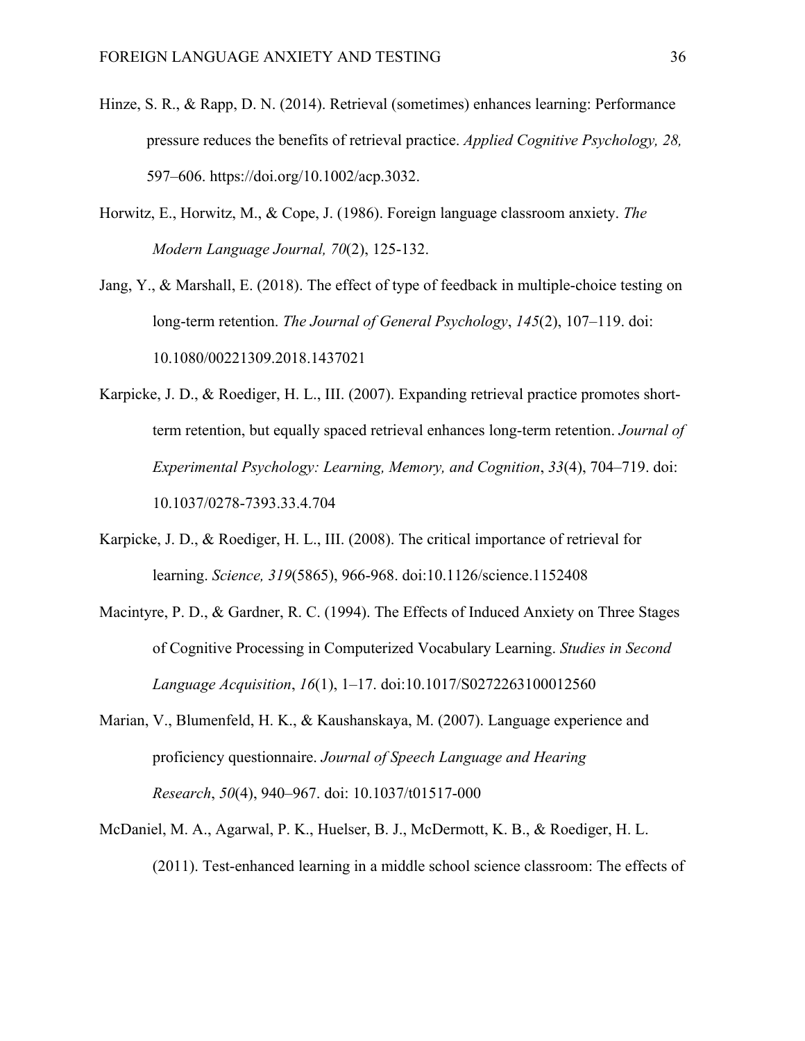Hinze, S. R., & Rapp, D. N. (2014). Retrieval (sometimes) enhances learning: Performance pressure reduces the benefits of retrieval practice. *Applied Cognitive Psychology, 28,* 597–606. https://doi.org/10.1002/acp.3032.

Horwitz, E., Horwitz, M., & Cope, J. (1986). Foreign language classroom anxiety. *The Modern Language Journal, 70*(2), 125-132.

Jang, Y., & Marshall, E. (2018). The effect of type of feedback in multiple-choice testing on long-term retention. *The Journal of General Psychology*, *145*(2), 107–119. doi: 10.1080/00221309.2018.1437021

Karpicke, J. D., & Roediger, H. L., III. (2007). Expanding retrieval practice promotes short-term retention, but equally spaced retrieval enhances long-term retention. *Journal of Experimental Psychology: Learning, Memory, and Cognition*, *33*(4), 704–719. doi: 10.1037/0278-7393.33.4.704

Karpicke, J. D., & Roediger, H. L., III. (2008). The critical importance of retrieval for learning. *Science, 319*(5865), 966-968. doi:10.1126/science.1152408

Macintyre, P. D., & Gardner, R. C. (1994). The Effects of Induced Anxiety on Three Stages of Cognitive Processing in Computerized Vocabulary Learning. *Studies in Second Language Acquisition*, *16*(1), 1–17. doi:10.1017/S0272263100012560

Marian, V., Blumenfeld, H. K., & Kaushanskaya, M. (2007). Language experience and proficiency questionnaire. *Journal of Speech Language and Hearing Research*, *50*(4), 940–967. doi: 10.1037/t01517-000

McDaniel, M. A., Agarwal, P. K., Huelser, B. J., McDermott, K. B., & Roediger, H. L. (2011). Test-enhanced learning in a middle school science classroom: The effects of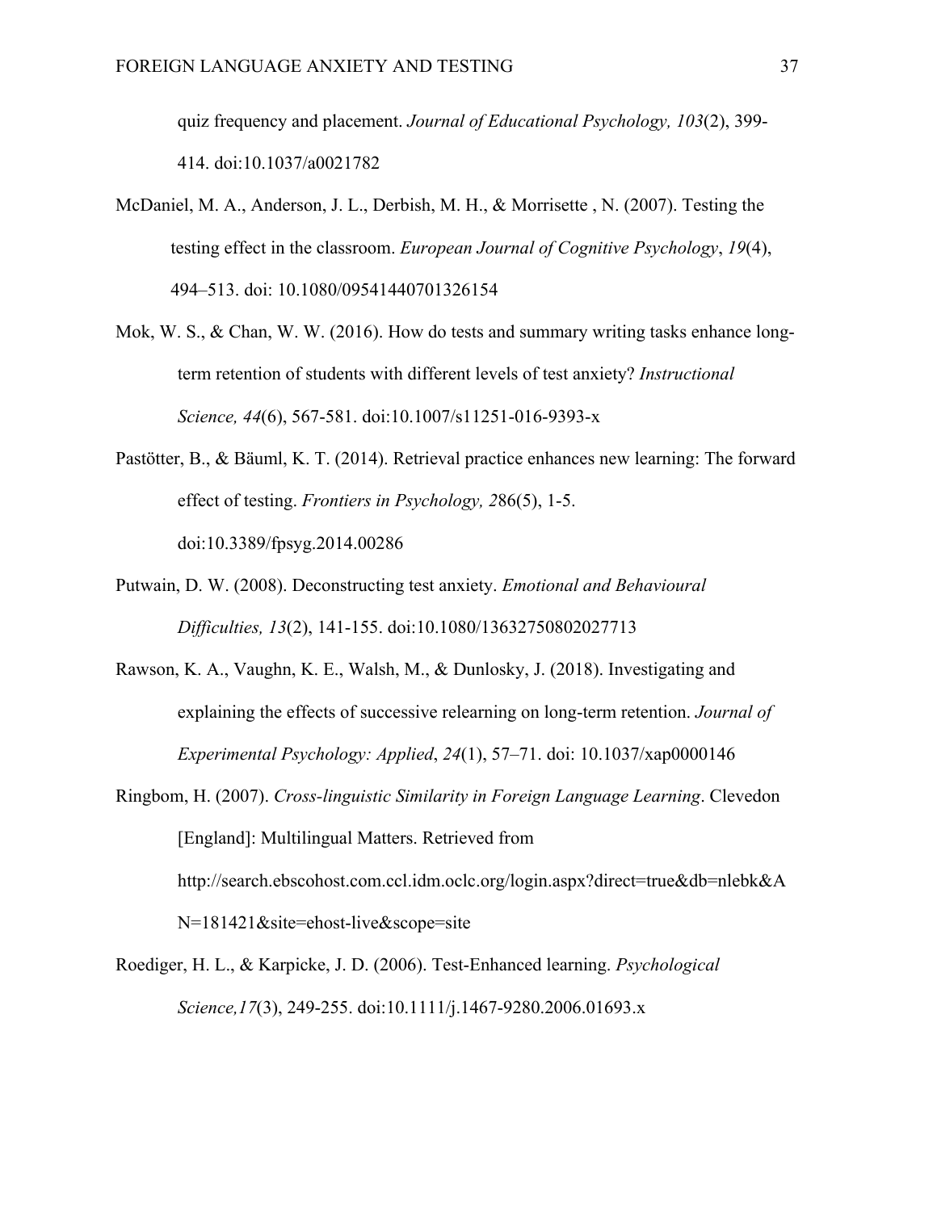quiz frequency and placement. *Journal of Educational Psychology, 103*(2), 399-414. doi:10.1037/a0021782

McDaniel, M. A., Anderson, J. L., Derbish, M. H., & Morrisette , N. (2007). Testing the testing effect in the classroom. *European Journal of Cognitive Psychology*, *19*(4), 494–513. doi: 10.1080/09541440701326154

Mok, W. S., & Chan, W. W. (2016). How do tests and summary writing tasks enhance long-term retention of students with different levels of test anxiety? *Instructional Science, 44*(6), 567-581. doi:10.1007/s11251-016-9393-x

Pastötter, B., & Bäuml, K. T. (2014). Retrieval practice enhances new learning: The forward effect of testing. *Frontiers in Psychology, 2*86(5), 1-5. doi:10.3389/fpsyg.2014.00286

Putwain, D. W. (2008). Deconstructing test anxiety. *Emotional and Behavioural Difficulties, 13*(2), 141-155. doi:10.1080/13632750802027713

Rawson, K. A., Vaughn, K. E., Walsh, M., & Dunlosky, J. (2018). Investigating and explaining the effects of successive relearning on long-term retention. *Journal of Experimental Psychology: Applied*, *24*(1), 57–71. doi: 10.1037/xap0000146

Ringbom, H. (2007). *Cross-linguistic Similarity in Foreign Language Learning*. Clevedon [England]: Multilingual Matters. Retrieved from http://search.ebscohost.com.ccl.idm.oclc.org/login.aspx?direct=true&db=nlebk&AN=181421&site=ehost-live&scope=site

Roediger, H. L., & Karpicke, J. D. (2006). Test-Enhanced learning. *Psychological Science,17*(3), 249-255. doi:10.1111/j.1467-9280.2006.01693.x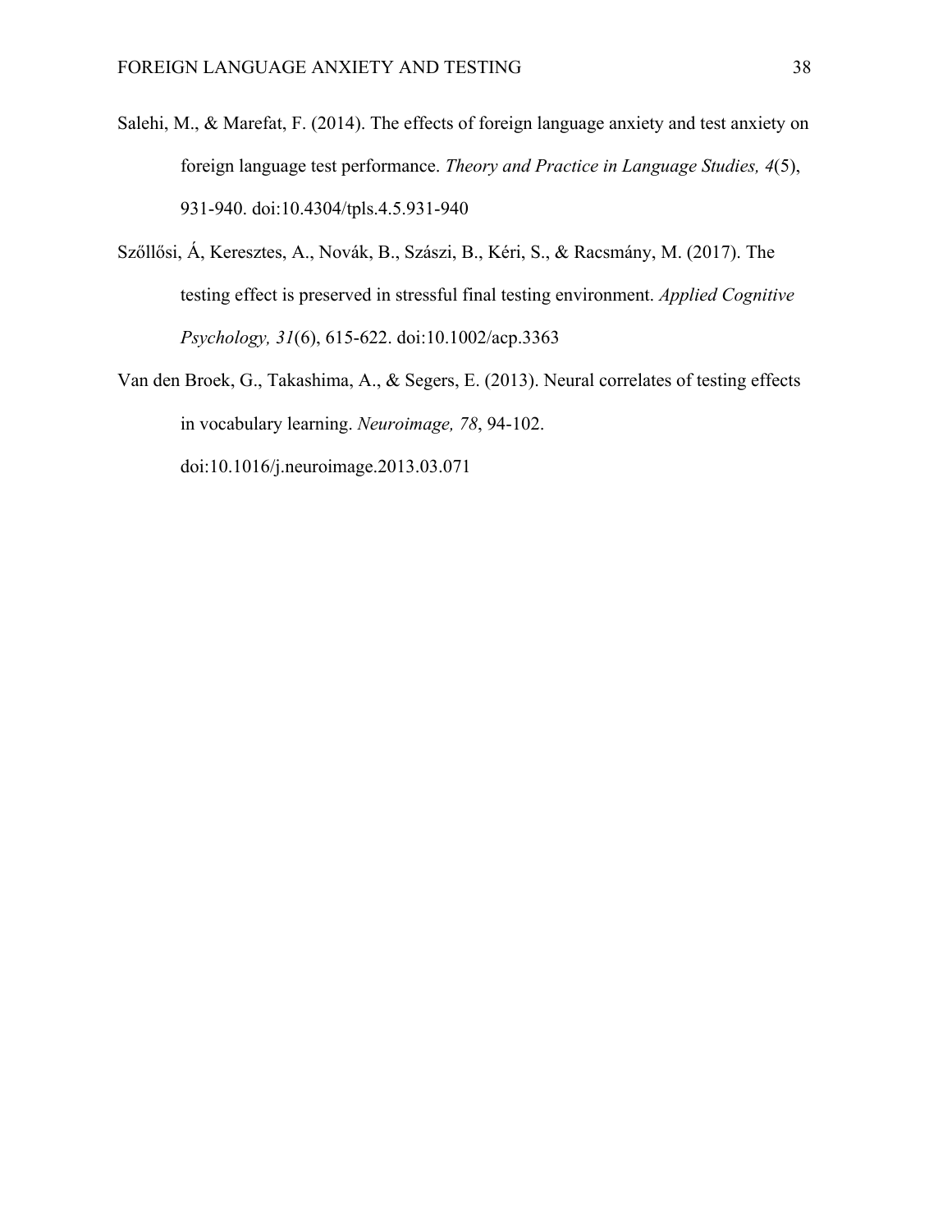Salehi, M., & Marefat, F. (2014). The effects of foreign language anxiety and test anxiety on foreign language test performance. *Theory and Practice in Language Studies, 4*(5), 931-940. doi:10.4304/tpls.4.5.931-940

Szőllősi, Á, Keresztes, A., Novák, B., Szászi, B., Kéri, S., & Racsmány, M. (2017). The testing effect is preserved in stressful final testing environment. *Applied Cognitive Psychology, 31*(6), 615-622. doi:10.1002/acp.3363

Van den Broek, G., Takashima, A., & Segers, E. (2013). Neural correlates of testing effects in vocabulary learning. *Neuroimage, 78*, 94-102. doi:10.1016/j.neuroimage.2013.03.071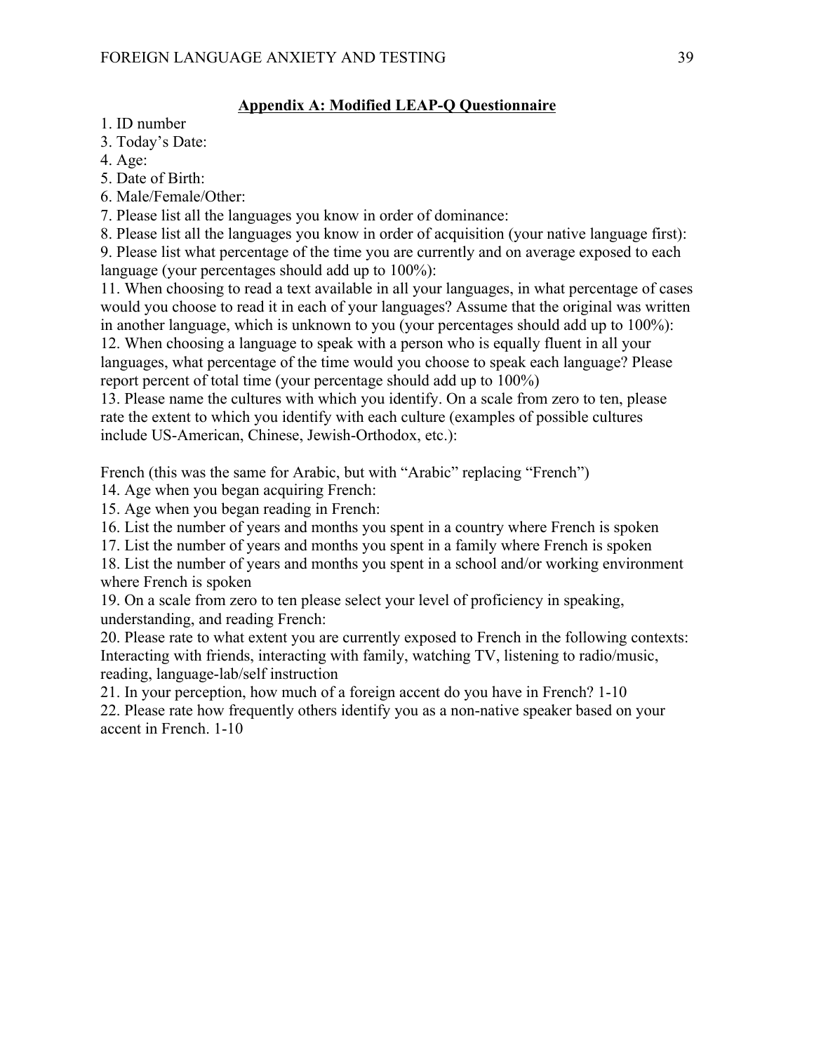## Appendix A: Modified LEAP-Q Questionnaire

1. ID number
3. Today's Date:
4. Age:
5. Date of Birth:
6. Male/Female/Other:
7. Please list all the languages you know in order of dominance:
8. Please list all the languages you know in order of acquisition (your native language first):
9. Please list what percentage of the time you are currently and on average exposed to each language (your percentages should add up to 100%):
11. When choosing to read a text available in all your languages, in what percentage of cases would you choose to read it in each of your languages? Assume that the original was written in another language, which is unknown to you (your percentages should add up to 100%):
12. When choosing a language to speak with a person who is equally fluent in all your languages, what percentage of the time would you choose to speak each language? Please report percent of total time (your percentage should add up to 100%)
13. Please name the cultures with which you identify. On a scale from zero to ten, please rate the extent to which you identify with each culture (examples of possible cultures include US-American, Chinese, Jewish-Orthodox, etc.):

French (this was the same for Arabic, but with "Arabic" replacing "French")

14. Age when you began acquiring French:
15. Age when you began reading in French:
16. List the number of years and months you spent in a country where French is spoken
17. List the number of years and months you spent in a family where French is spoken
18. List the number of years and months you spent in a school and/or working environment where French is spoken
19. On a scale from zero to ten please select your level of proficiency in speaking, understanding, and reading French:
20. Please rate to what extent you are currently exposed to French in the following contexts: Interacting with friends, interacting with family, watching TV, listening to radio/music, reading, language-lab/self instruction
21. In your perception, how much of a foreign accent do you have in French? 1-10
22. Please rate how frequently others identify you as a non-native speaker based on your accent in French. 1-10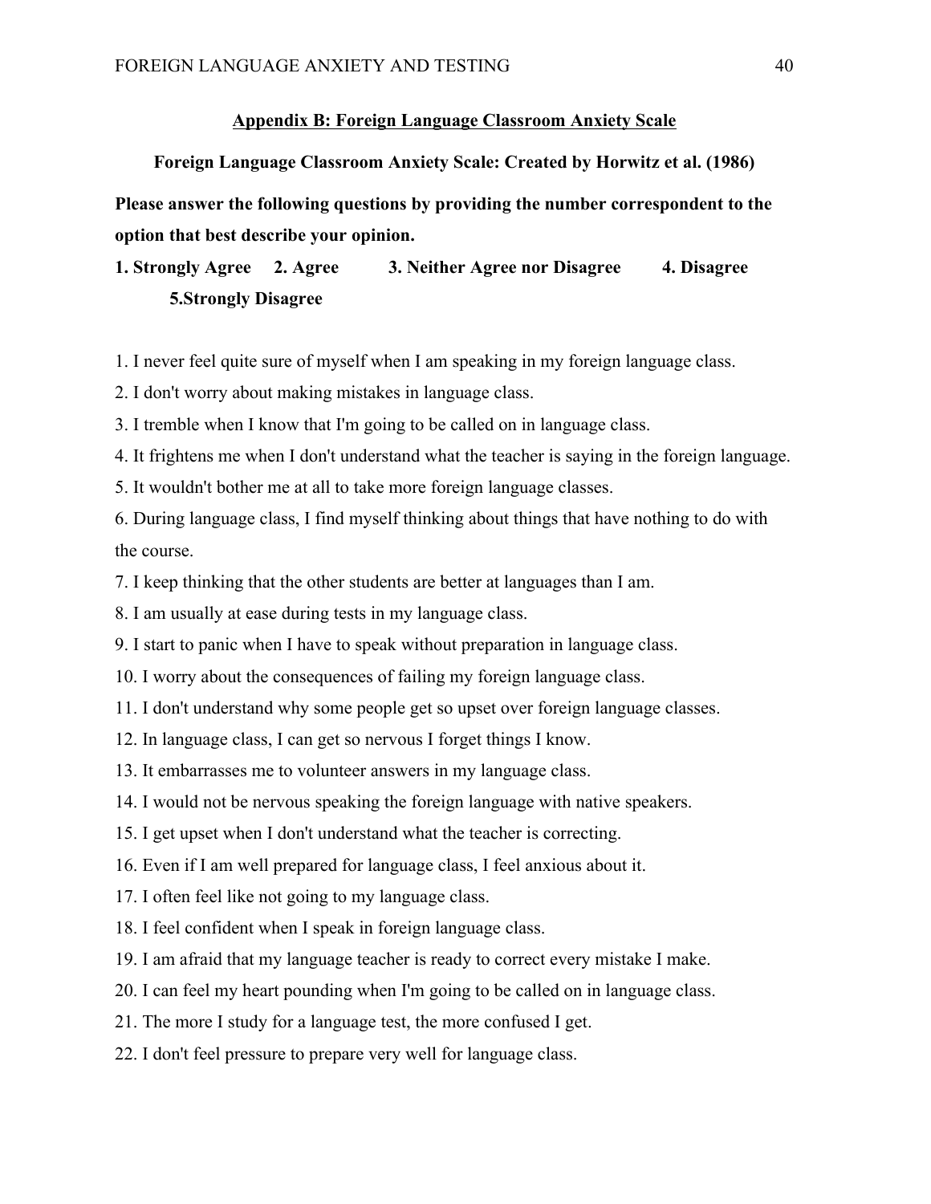## Appendix B: Foreign Language Classroom Anxiety Scale

**Foreign Language Classroom Anxiety Scale: Created by Horwitz et al. (1986)**

**Please answer the following questions by providing the number correspondent to the option that best describe your opinion.**

**1. Strongly Agree 2. Agree 3. Neither Agree nor Disagree 4. Disagree 5.Strongly Disagree**

1. I never feel quite sure of myself when I am speaking in my foreign language class.
2. I don't worry about making mistakes in language class.
3. I tremble when I know that I'm going to be called on in language class.
4. It frightens me when I don't understand what the teacher is saying in the foreign language.
5. It wouldn't bother me at all to take more foreign language classes.
6. During language class, I find myself thinking about things that have nothing to do with the course.
7. I keep thinking that the other students are better at languages than I am.
8. I am usually at ease during tests in my language class.
9. I start to panic when I have to speak without preparation in language class.
10. I worry about the consequences of failing my foreign language class.
11. I don't understand why some people get so upset over foreign language classes.
12. In language class, I can get so nervous I forget things I know.
13. It embarrasses me to volunteer answers in my language class.
14. I would not be nervous speaking the foreign language with native speakers.
15. I get upset when I don't understand what the teacher is correcting.
16. Even if I am well prepared for language class, I feel anxious about it.
17. I often feel like not going to my language class.
18. I feel confident when I speak in foreign language class.
19. I am afraid that my language teacher is ready to correct every mistake I make.
20. I can feel my heart pounding when I'm going to be called on in language class.
21. The more I study for a language test, the more confused I get.
22. I don't feel pressure to prepare very well for language class.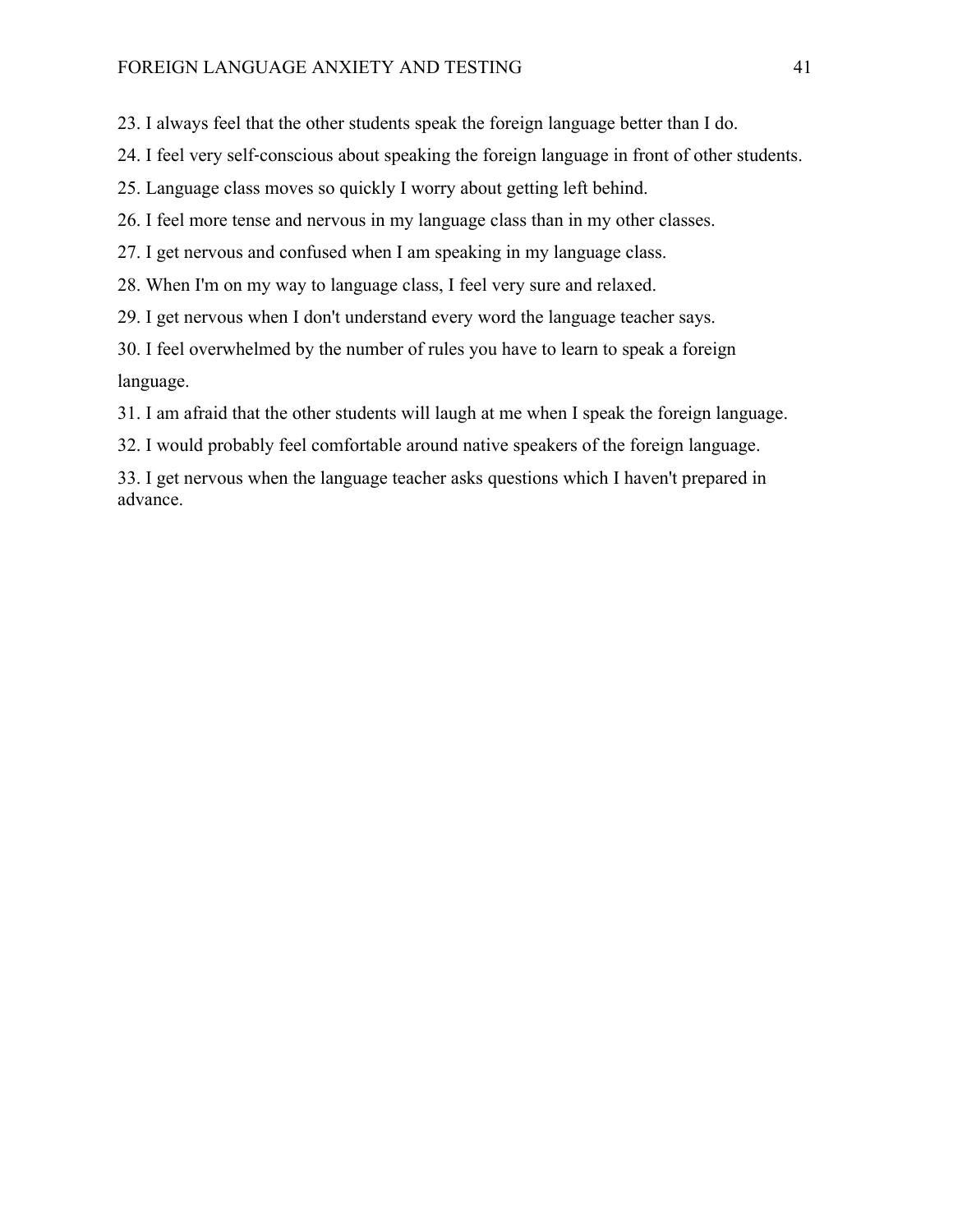23. I always feel that the other students speak the foreign language better than I do.

24. I feel very self-conscious about speaking the foreign language in front of other students.

25. Language class moves so quickly I worry about getting left behind.

26. I feel more tense and nervous in my language class than in my other classes.

27. I get nervous and confused when I am speaking in my language class.

28. When I'm on my way to language class, I feel very sure and relaxed.

29. I get nervous when I don't understand every word the language teacher says.

30. I feel overwhelmed by the number of rules you have to learn to speak a foreign language.

31. I am afraid that the other students will laugh at me when I speak the foreign language.

32. I would probably feel comfortable around native speakers of the foreign language.

33. I get nervous when the language teacher asks questions which I haven't prepared in advance.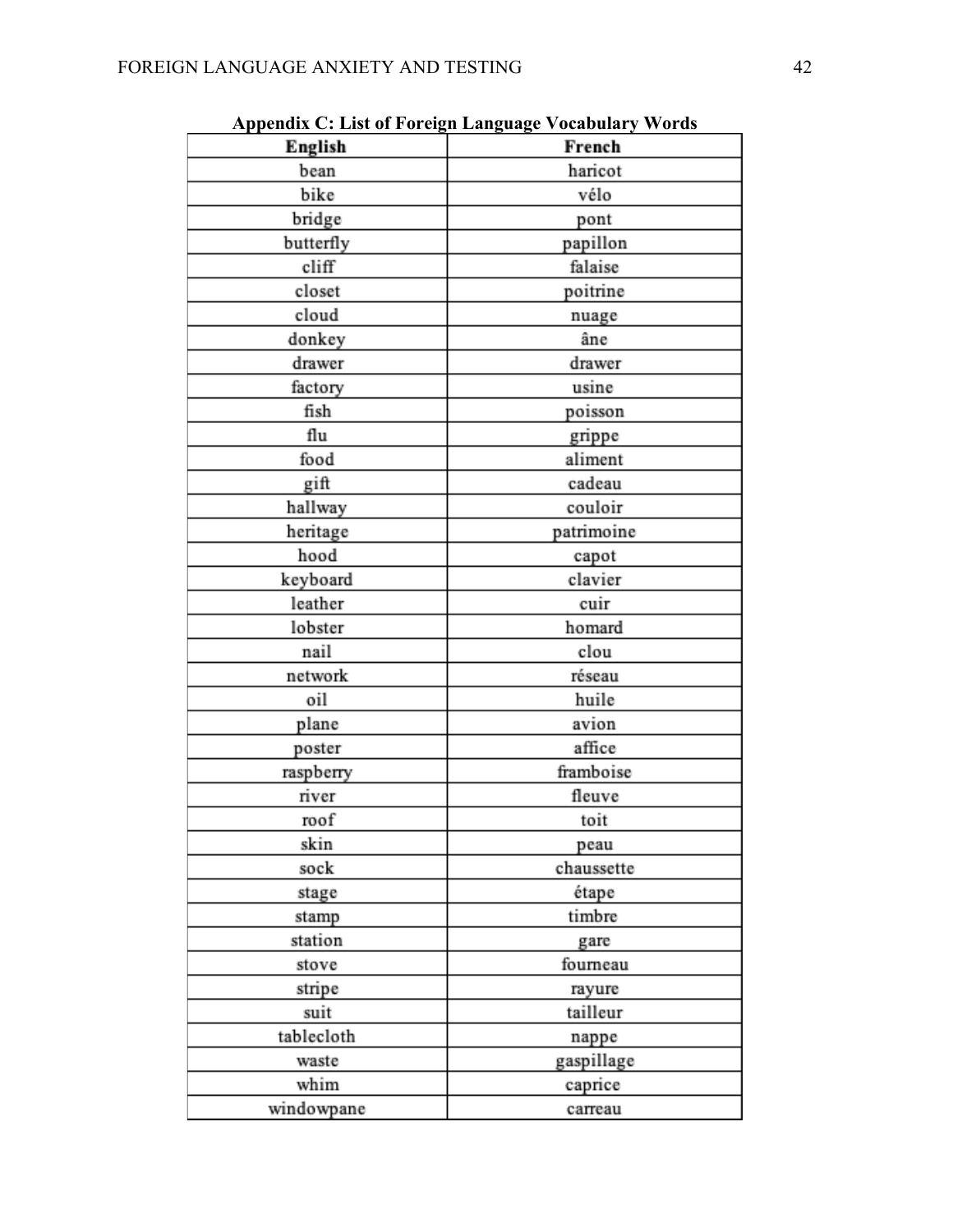# Appendix C: List of Foreign Language Vocabulary Words

| English | French |
|---|---|
| bean | haricot |
| bike | vélo |
| bridge | pont |
| butterfly | papillon |
| cliff | falaise |
| closet | poitrine |
| cloud | nuage |
| donkey | âne |
| drawer | drawer |
| factory | usine |
| fish | poisson |
| flu | grippe |
| food | aliment |
| gift | cadeau |
| hallway | couloir |
| heritage | patrimoine |
| hood | capot |
| keyboard | clavier |
| leather | cuir |
| lobster | homard |
| nail | clou |
| network | réseau |
| oil | huile |
| plane | avion |
| poster | affice |
| raspberry | framboise |
| river | fleuve |
| roof | toit |
| skin | peau |
| sock | chaussette |
| stage | étape |
| stamp | timbre |
| station | gare |
| stove | fourneau |
| stripe | rayure |
| suit | tailleur |
| tablecloth | nappe |
| waste | gaspillage |
| whim | caprice |
| windowpane | carreau |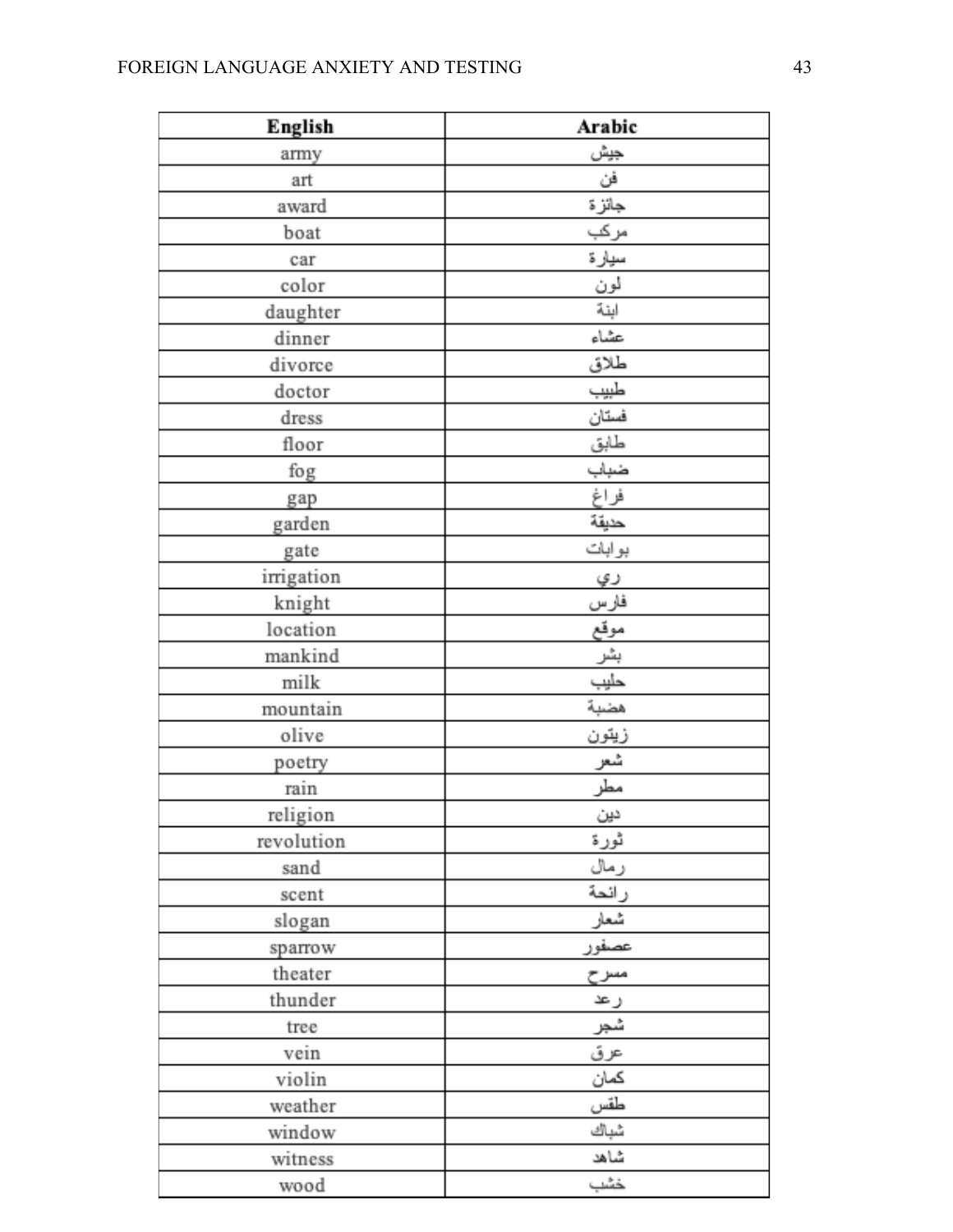| English | Arabic |
| --- | --- |
| army | جيش |
| art | فن |
| award | جائزة |
| boat | مركب |
| car | سيارة |
| color | لون |
| daughter | ابنة |
| dinner | عشاء |
| divorce | طلاق |
| doctor | طبيب |
| dress | فستان |
| floor | طابق |
| fog | ضباب |
| gap | فراغ |
| garden | حديقة |
| gate | بوابات |
| irrigation | ري |
| knight | فارس |
| location | موقع |
| mankind | بشر |
| milk | حليب |
| mountain | هضبة |
| olive | زيتون |
| poetry | شعر |
| rain | مطر |
| religion | دين |
| revolution | ثورة |
| sand | رمال |
| scent | رائحة |
| slogan | شعار |
| sparrow | عصفور |
| theater | مسرح |
| thunder | رعد |
| tree | شجر |
| vein | عرق |
| violin | كمان |
| weather | طقس |
| window | شباك |
| witness | شاهد |
| wood | خشب |